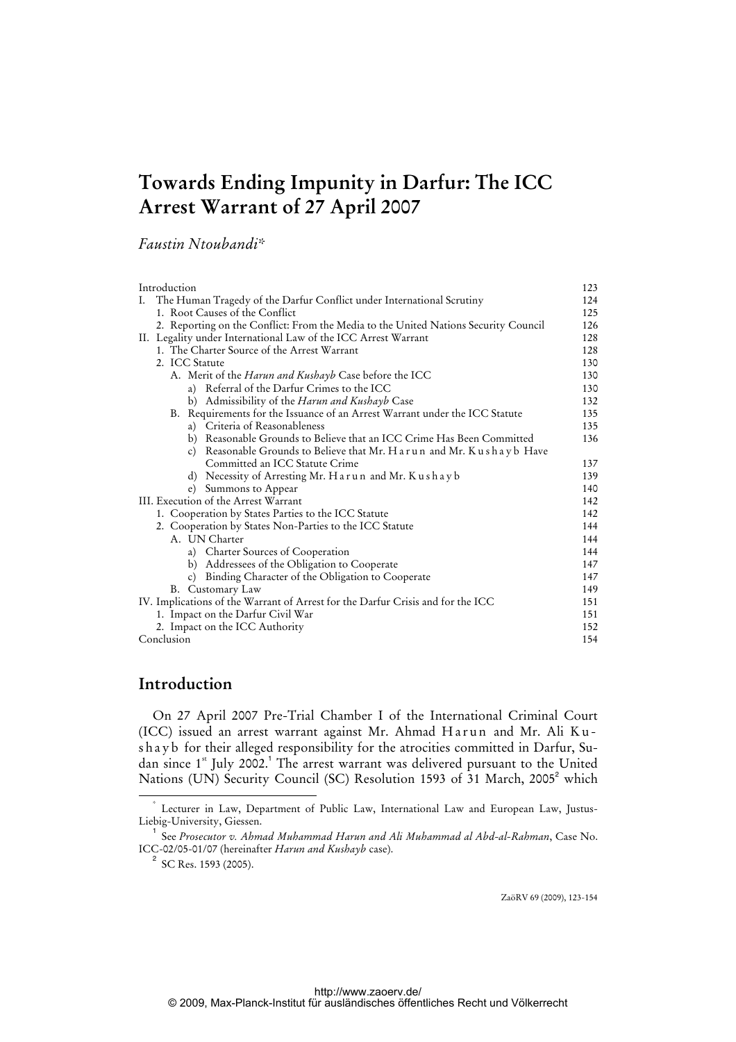# Towards Ending Impunity in Darfur: The ICC Arrest Warrant of 27 April 2007

*Faustin Ntoubandi**

| | |
|---|---|
| Introduction | 123 |
| I. The Human Tragedy of the Darfur Conflict under International Scrutiny | 124 |
| 1. Root Causes of the Conflict | 125 |
| 2. Reporting on the Conflict: From the Media to the United Nations Security Council | 126 |
| II. Legality under International Law of the ICC Arrest Warrant | 128 |
| 1. The Charter Source of the Arrest Warrant | 128 |
| 2. ICC Statute | 130 |
| A. Merit of the *Harun and Kushayb* Case before the ICC | 130 |
| a) Referral of the Darfur Crimes to the ICC | 130 |
| b) Admissibility of the *Harun and Kushayb* Case | 132 |
| B. Requirements for the Issuance of an Arrest Warrant under the ICC Statute | 135 |
| a) Criteria of Reasonableness | 135 |
| b) Reasonable Grounds to Believe that an ICC Crime Has Been Committed | 136 |
| c) Reasonable Grounds to Believe that Mr. Harun and Mr. Kushayb Have Committed an ICC Statute Crime | 137 |
| d) Necessity of Arresting Mr. Harun and Mr. Kushayb | 139 |
| e) Summons to Appear | 140 |
| III. Execution of the Arrest Warrant | 142 |
| 1. Cooperation by States Parties to the ICC Statute | 142 |
| 2. Cooperation by States Non-Parties to the ICC Statute | 144 |
| A. UN Charter | 144 |
| a) Charter Sources of Cooperation | 144 |
| b) Addressees of the Obligation to Cooperate | 147 |
| c) Binding Character of the Obligation to Cooperate | 147 |
| B. Customary Law | 149 |
| IV. Implications of the Warrant of Arrest for the Darfur Crisis and for the ICC | 151 |
| 1. Impact on the Darfur Civil War | 151 |
| 2. Impact on the ICC Authority | 152 |
| Conclusion | 154 |

## Introduction

On 27 April 2007 Pre-Trial Chamber I of the International Criminal Court (ICC) issued an arrest warrant against Mr. Ahmad Harun and Mr. Ali Kushayb for their alleged responsibility for the atrocities committed in Darfur, Sudan since 1st July 2002.[1] The arrest warrant was delivered pursuant to the United Nations (UN) Security Council (SC) Resolution 1593 of 31 March, 2005[2] which

---

\* Lecturer in Law, Department of Public Law, International Law and European Law, Justus-Liebig-University, Giessen.

[1] See *Prosecutor v. Ahmad Muhammad Harun and Ali Muhammad al Abd-al-Rahman*, Case No. ICC-02/05-01/07 (hereinafter *Harun and Kushayb* case).

[2] SC Res. 1593 (2005).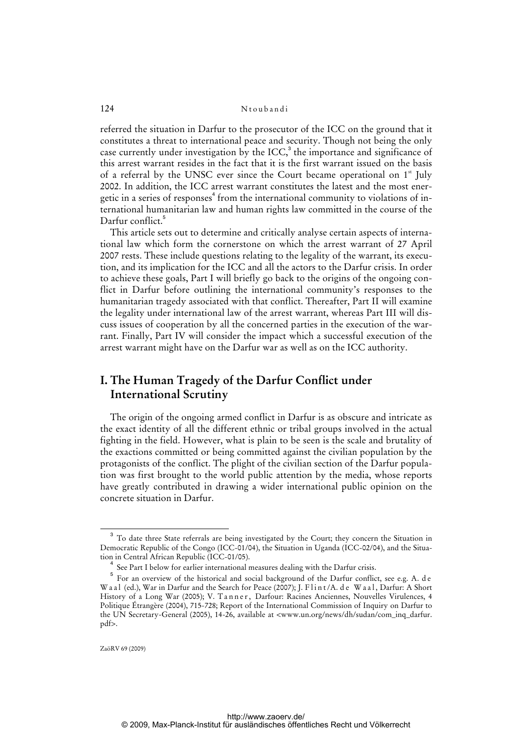referred the situation in Darfur to the prosecutor of the ICC on the ground that it constitutes a threat to international peace and security. Though not being the only case currently under investigation by the ICC,[3] the importance and significance of this arrest warrant resides in the fact that it is the first warrant issued on the basis of a referral by the UNSC ever since the Court became operational on 1st July 2002. In addition, the ICC arrest warrant constitutes the latest and the most energetic in a series of responses[4] from the international community to violations of international humanitarian law and human rights law committed in the course of the Darfur conflict.[5]

This article sets out to determine and critically analyse certain aspects of international law which form the cornerstone on which the arrest warrant of 27 April 2007 rests. These include questions relating to the legality of the warrant, its execution, and its implication for the ICC and all the actors to the Darfur crisis. In order to achieve these goals, Part I will briefly go back to the origins of the ongoing conflict in Darfur before outlining the international community's responses to the humanitarian tragedy associated with that conflict. Thereafter, Part II will examine the legality under international law of the arrest warrant, whereas Part III will discuss issues of cooperation by all the concerned parties in the execution of the warrant. Finally, Part IV will consider the impact which a successful execution of the arrest warrant might have on the Darfur war as well as on the ICC authority.

## I. The Human Tragedy of the Darfur Conflict under International Scrutiny

The origin of the ongoing armed conflict in Darfur is as obscure and intricate as the exact identity of all the different ethnic or tribal groups involved in the actual fighting in the field. However, what is plain to be seen is the scale and brutality of the exactions committed or being committed against the civilian population by the protagonists of the conflict. The plight of the civilian section of the Darfur population was first brought to the world public attention by the media, whose reports have greatly contributed in drawing a wider international public opinion on the concrete situation in Darfur.

---

[3] To date three State referrals are being investigated by the Court; they concern the Situation in Democratic Republic of the Congo (ICC-01/04), the Situation in Uganda (ICC-02/04), and the Situation in Central African Republic (ICC-01/05).

[4] See Part I below for earlier international measures dealing with the Darfur crisis.

[5] For an overview of the historical and social background of the Darfur conflict, see e.g. A. de Waal (ed.), War in Darfur and the Search for Peace (2007); J. Flint/A. de Waal, Darfur: A Short History of a Long War (2005); V. Tanner, Darfour: Racines Anciennes, Nouvelles Virulences, 4 Politique Étrangère (2004), 715-728; Report of the International Commission of Inquiry on Darfur to the UN Secretary-General (2005), 14-26, available at <www.un.org/news/dh/sudan/com_inq_darfur.pdf>.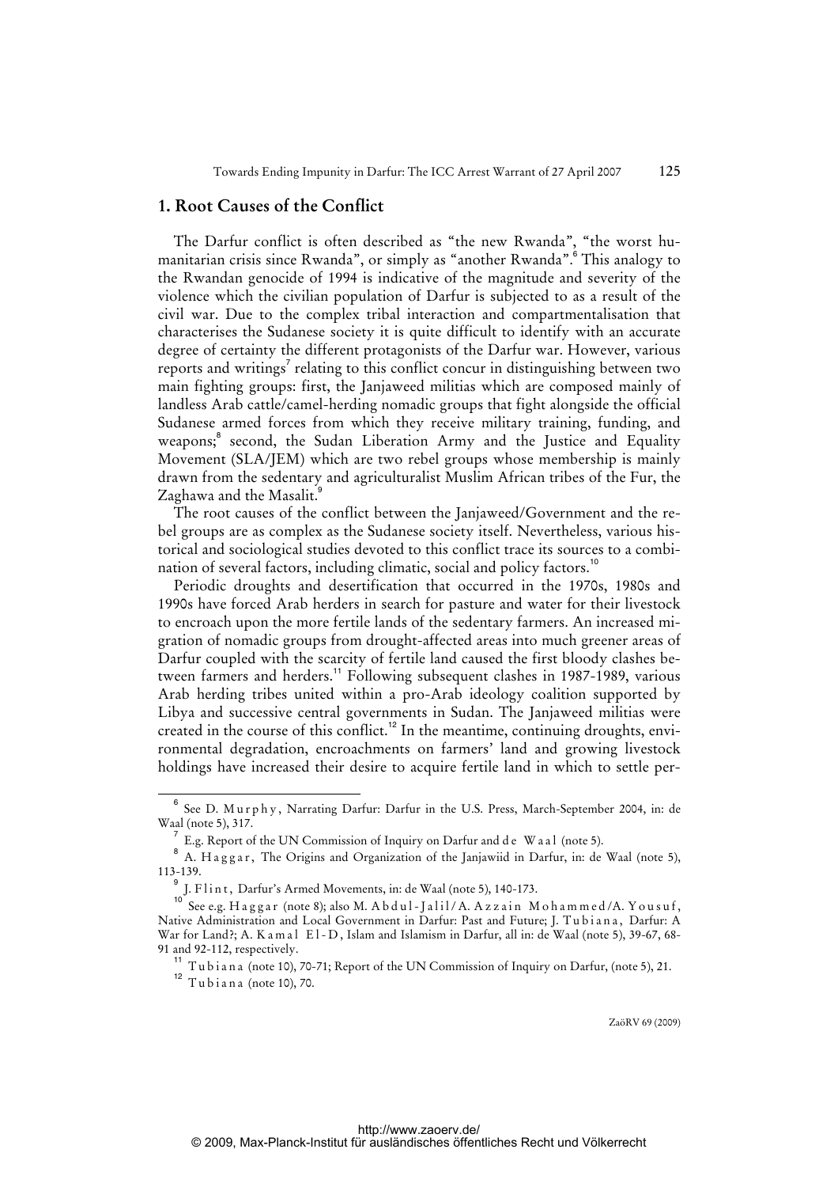## 1. Root Causes of the Conflict

The Darfur conflict is often described as "the new Rwanda", "the worst humanitarian crisis since Rwanda", or simply as "another Rwanda".[6] This analogy to the Rwandan genocide of 1994 is indicative of the magnitude and severity of the violence which the civilian population of Darfur is subjected to as a result of the civil war. Due to the complex tribal interaction and compartmentalisation that characterises the Sudanese society it is quite difficult to identify with an accurate degree of certainty the different protagonists of the Darfur war. However, various reports and writings[7] relating to this conflict concur in distinguishing between two main fighting groups: first, the Janjaweed militias which are composed mainly of landless Arab cattle/camel-herding nomadic groups that fight alongside the official Sudanese armed forces from which they receive military training, funding, and weapons;[8] second, the Sudan Liberation Army and the Justice and Equality Movement (SLA/JEM) which are two rebel groups whose membership is mainly drawn from the sedentary and agriculturalist Muslim African tribes of the Fur, the Zaghawa and the Masalit.[9]

The root causes of the conflict between the Janjaweed/Government and the rebel groups are as complex as the Sudanese society itself. Nevertheless, various historical and sociological studies devoted to this conflict trace its sources to a combination of several factors, including climatic, social and policy factors.[10]

Periodic droughts and desertification that occurred in the 1970s, 1980s and 1990s have forced Arab herders in search for pasture and water for their livestock to encroach upon the more fertile lands of the sedentary farmers. An increased migration of nomadic groups from drought-affected areas into much greener areas of Darfur coupled with the scarcity of fertile land caused the first bloody clashes between farmers and herders.[11] Following subsequent clashes in 1987-1989, various Arab herding tribes united within a pro-Arab ideology coalition supported by Libya and successive central governments in Sudan. The Janjaweed militias were created in the course of this conflict.[12] In the meantime, continuing droughts, environmental degradation, encroachments on farmers' land and growing livestock holdings have increased their desire to acquire fertile land in which to settle per-

---

[6] See D. Murphy, Narrating Darfur: Darfur in the U.S. Press, March-September 2004, in: de Waal (note 5), 317.

[7] E.g. Report of the UN Commission of Inquiry on Darfur and de Waal (note 5).

[8] A. Haggar, The Origins and Organization of the Janjawiid in Darfur, in: de Waal (note 5), 113-139.

[9] J. Flint, Darfur's Armed Movements, in: de Waal (note 5), 140-173.

[10] See e.g. Haggar (note 8); also M. Abdul-Jalil/A. Azzain Mohammed/A. Yousuf, Native Administration and Local Government in Darfur: Past and Future; J. Tubiana, Darfur: A War for Land?; A. Kamal El-D, Islam and Islamism in Darfur, all in: de Waal (note 5), 39-67, 68-91 and 92-112, respectively.

[11] Tubiana (note 10), 70-71; Report of the UN Commission of Inquiry on Darfur, (note 5), 21.

[12] Tubiana (note 10), 70.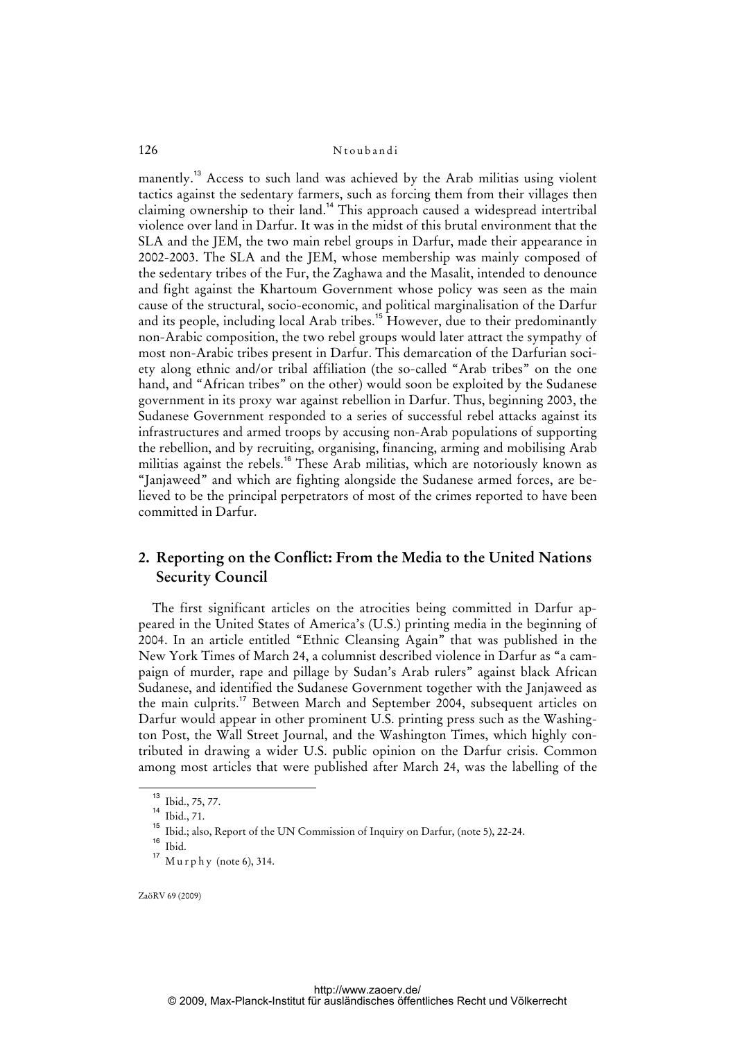manently.[13] Access to such land was achieved by the Arab militias using violent tactics against the sedentary farmers, such as forcing them from their villages then claiming ownership to their land.[14] This approach caused a widespread intertribal violence over land in Darfur. It was in the midst of this brutal environment that the SLA and the JEM, the two main rebel groups in Darfur, made their appearance in 2002-2003. The SLA and the JEM, whose membership was mainly composed of the sedentary tribes of the Fur, the Zaghawa and the Masalit, intended to denounce and fight against the Khartoum Government whose policy was seen as the main cause of the structural, socio-economic, and political marginalisation of the Darfur and its people, including local Arab tribes.[15] However, due to their predominantly non-Arabic composition, the two rebel groups would later attract the sympathy of most non-Arabic tribes present in Darfur. This demarcation of the Darfurian society along ethnic and/or tribal affiliation (the so-called "Arab tribes" on the one hand, and "African tribes" on the other) would soon be exploited by the Sudanese government in its proxy war against rebellion in Darfur. Thus, beginning 2003, the Sudanese Government responded to a series of successful rebel attacks against its infrastructures and armed troops by accusing non-Arab populations of supporting the rebellion, and by recruiting, organising, financing, arming and mobilising Arab militias against the rebels.[16] These Arab militias, which are notoriously known as "Janjaweed" and which are fighting alongside the Sudanese armed forces, are believed to be the principal perpetrators of most of the crimes reported to have been committed in Darfur.

## 2. Reporting on the Conflict: From the Media to the United Nations Security Council

The first significant articles on the atrocities being committed in Darfur appeared in the United States of America's (U.S.) printing media in the beginning of 2004. In an article entitled "Ethnic Cleansing Again" that was published in the New York Times of March 24, a columnist described violence in Darfur as "a campaign of murder, rape and pillage by Sudan's Arab rulers" against black African Sudanese, and identified the Sudanese Government together with the Janjaweed as the main culprits.[17] Between March and September 2004, subsequent articles on Darfur would appear in other prominent U.S. printing press such as the Washington Post, the Wall Street Journal, and the Washington Times, which highly contributed in drawing a wider U.S. public opinion on the Darfur crisis. Common among most articles that were published after March 24, was the labelling of the

---

[13] Ibid., 75, 77.

[14] Ibid., 71.

[15] Ibid.; also, Report of the UN Commission of Inquiry on Darfur, (note 5), 22-24.

[16] Ibid.

[17] Murphy (note 6), 314.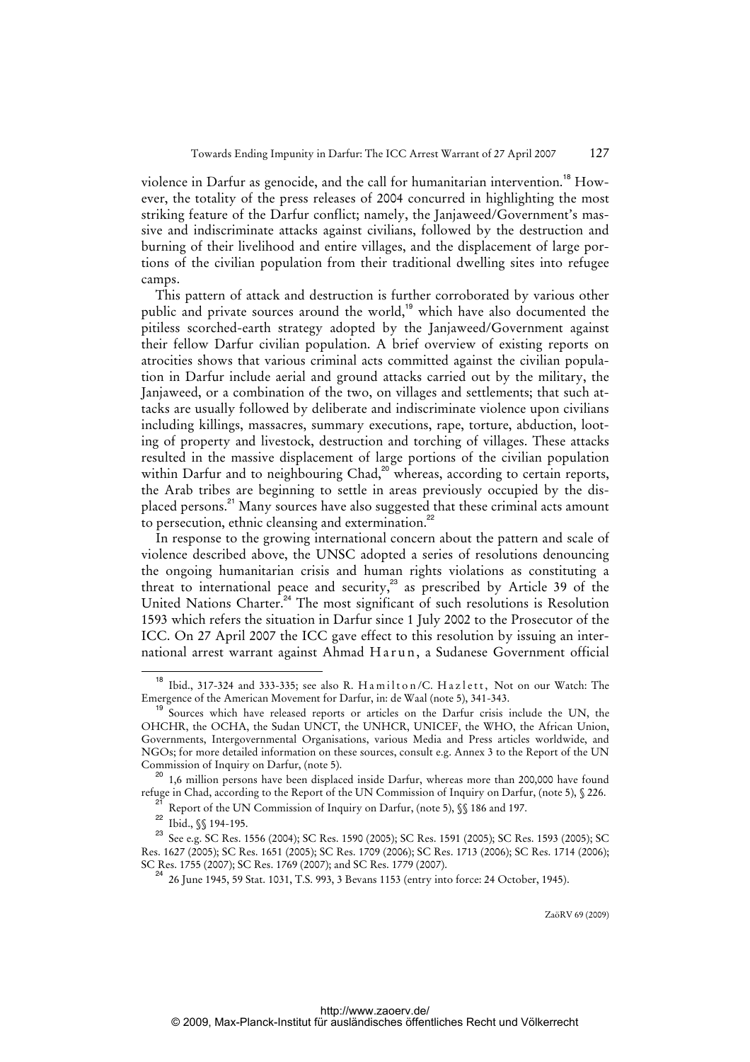violence in Darfur as genocide, and the call for humanitarian intervention.[18] However, the totality of the press releases of 2004 concurred in highlighting the most striking feature of the Darfur conflict; namely, the Janjaweed/Government's massive and indiscriminate attacks against civilians, followed by the destruction and burning of their livelihood and entire villages, and the displacement of large portions of the civilian population from their traditional dwelling sites into refugee camps.

This pattern of attack and destruction is further corroborated by various other public and private sources around the world,[19] which have also documented the pitiless scorched-earth strategy adopted by the Janjaweed/Government against their fellow Darfur civilian population. A brief overview of existing reports on atrocities shows that various criminal acts committed against the civilian population in Darfur include aerial and ground attacks carried out by the military, the Janjaweed, or a combination of the two, on villages and settlements; that such attacks are usually followed by deliberate and indiscriminate violence upon civilians including killings, massacres, summary executions, rape, torture, abduction, looting of property and livestock, destruction and torching of villages. These attacks resulted in the massive displacement of large portions of the civilian population within Darfur and to neighbouring Chad,[20] whereas, according to certain reports, the Arab tribes are beginning to settle in areas previously occupied by the displaced persons.[21] Many sources have also suggested that these criminal acts amount to persecution, ethnic cleansing and extermination.[22]

In response to the growing international concern about the pattern and scale of violence described above, the UNSC adopted a series of resolutions denouncing the ongoing humanitarian crisis and human rights violations as constituting a threat to international peace and security,[23] as prescribed by Article 39 of the United Nations Charter.[24] The most significant of such resolutions is Resolution 1593 which refers the situation in Darfur since 1 July 2002 to the Prosecutor of the ICC. On 27 April 2007 the ICC gave effect to this resolution by issuing an international arrest warrant against Ahmad Harun, a Sudanese Government official

---

[18] Ibid., 317-324 and 333-335; see also R. Hamilton/C. Hazlett, Not on our Watch: The Emergence of the American Movement for Darfur, in: de Waal (note 5), 341-343.

[19] Sources which have released reports or articles on the Darfur crisis include the UN, the OHCHR, the OCHA, the Sudan UNCT, the UNHCR, UNICEF, the WHO, the African Union, Governments, Intergovernmental Organisations, various Media and Press articles worldwide, and NGOs; for more detailed information on these sources, consult e.g. Annex 3 to the Report of the UN Commission of Inquiry on Darfur, (note 5).

[20] 1,6 million persons have been displaced inside Darfur, whereas more than 200,000 have found refuge in Chad, according to the Report of the UN Commission of Inquiry on Darfur, (note 5), § 226.

[21] Report of the UN Commission of Inquiry on Darfur, (note 5), §§ 186 and 197.

[22] Ibid., §§ 194-195.

[23] See e.g. SC Res. 1556 (2004); SC Res. 1590 (2005); SC Res. 1591 (2005); SC Res. 1593 (2005); SC Res. 1627 (2005); SC Res. 1651 (2005); SC Res. 1709 (2006); SC Res. 1713 (2006); SC Res. 1714 (2006); SC Res. 1755 (2007); SC Res. 1769 (2007); and SC Res. 1779 (2007).

[24] 26 June 1945, 59 Stat. 1031, T.S. 993, 3 Bevans 1153 (entry into force: 24 October, 1945).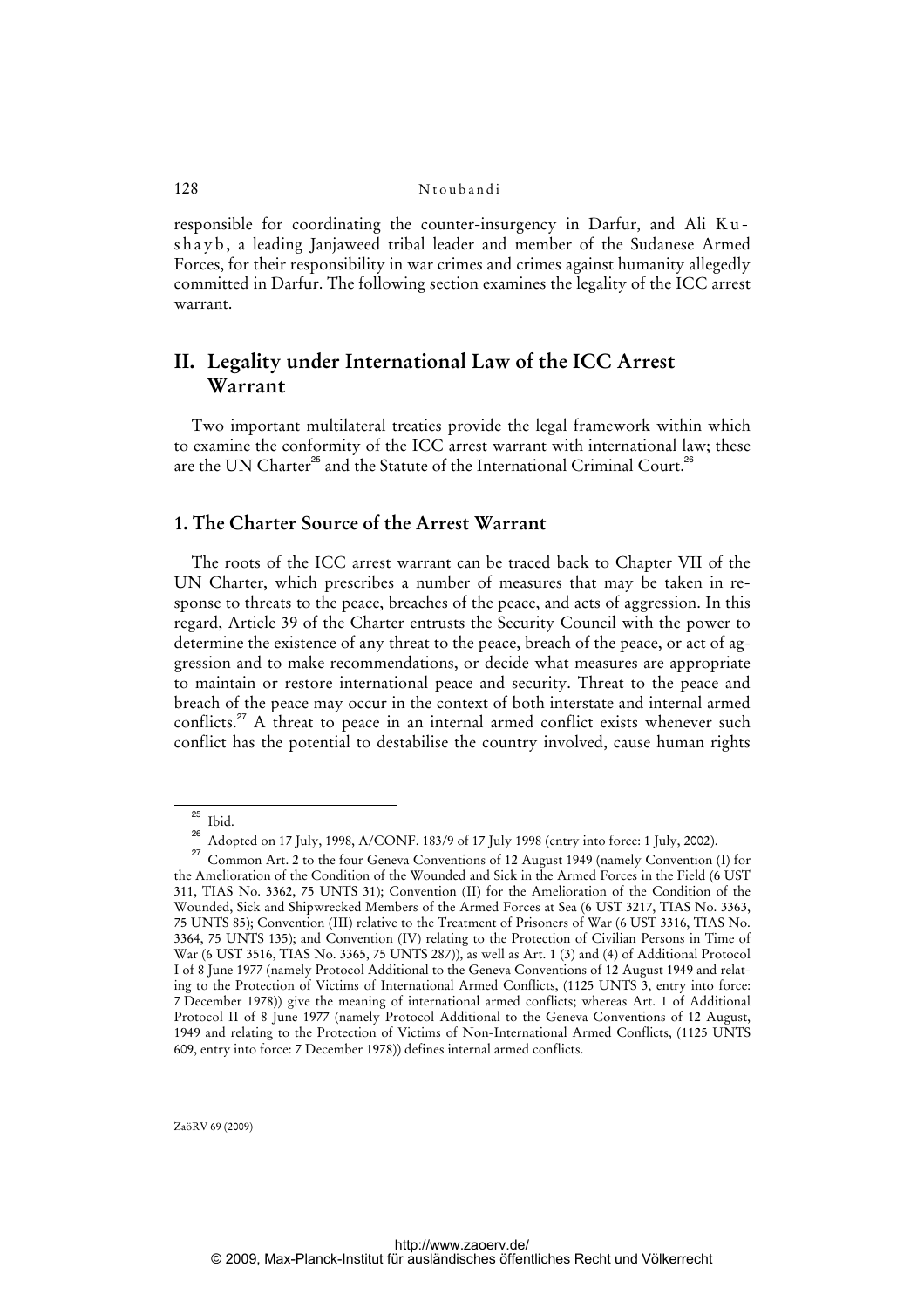responsible for coordinating the counter-insurgency in Darfur, and Ali Kushayb, a leading Janjaweed tribal leader and member of the Sudanese Armed Forces, for their responsibility in war crimes and crimes against humanity allegedly committed in Darfur. The following section examines the legality of the ICC arrest warrant.

## II. Legality under International Law of the ICC Arrest Warrant

Two important multilateral treaties provide the legal framework within which to examine the conformity of the ICC arrest warrant with international law; these are the UN Charter[25] and the Statute of the International Criminal Court.[26]

### 1. The Charter Source of the Arrest Warrant

The roots of the ICC arrest warrant can be traced back to Chapter VII of the UN Charter, which prescribes a number of measures that may be taken in response to threats to the peace, breaches of the peace, and acts of aggression. In this regard, Article 39 of the Charter entrusts the Security Council with the power to determine the existence of any threat to the peace, breach of the peace, or act of aggression and to make recommendations, or decide what measures are appropriate to maintain or restore international peace and security. Threat to the peace and breach of the peace may occur in the context of both interstate and internal armed conflicts.[27] A threat to peace in an internal armed conflict exists whenever such conflict has the potential to destabilise the country involved, cause human rights

---

[25] Ibid.

[26] Adopted on 17 July, 1998, A/CONF. 183/9 of 17 July 1998 (entry into force: 1 July, 2002).

[27] Common Art. 2 to the four Geneva Conventions of 12 August 1949 (namely Convention (I) for the Amelioration of the Condition of the Wounded and Sick in the Armed Forces in the Field (6 UST 311, TIAS No. 3362, 75 UNTS 31); Convention (II) for the Amelioration of the Condition of the Wounded, Sick and Shipwrecked Members of the Armed Forces at Sea (6 UST 3217, TIAS No. 3363, 75 UNTS 85); Convention (III) relative to the Treatment of Prisoners of War (6 UST 3316, TIAS No. 3364, 75 UNTS 135); and Convention (IV) relating to the Protection of Civilian Persons in Time of War (6 UST 3516, TIAS No. 3365, 75 UNTS 287)), as well as Art. 1 (3) and (4) of Additional Protocol I of 8 June 1977 (namely Protocol Additional to the Geneva Conventions of 12 August 1949 and relating to the Protection of Victims of International Armed Conflicts, (1125 UNTS 3, entry into force: 7 December 1978)) give the meaning of international armed conflicts; whereas Art. 1 of Additional Protocol II of 8 June 1977 (namely Protocol Additional to the Geneva Conventions of 12 August, 1949 and relating to the Protection of Victims of Non-International Armed Conflicts, (1125 UNTS 609, entry into force: 7 December 1978)) defines internal armed conflicts.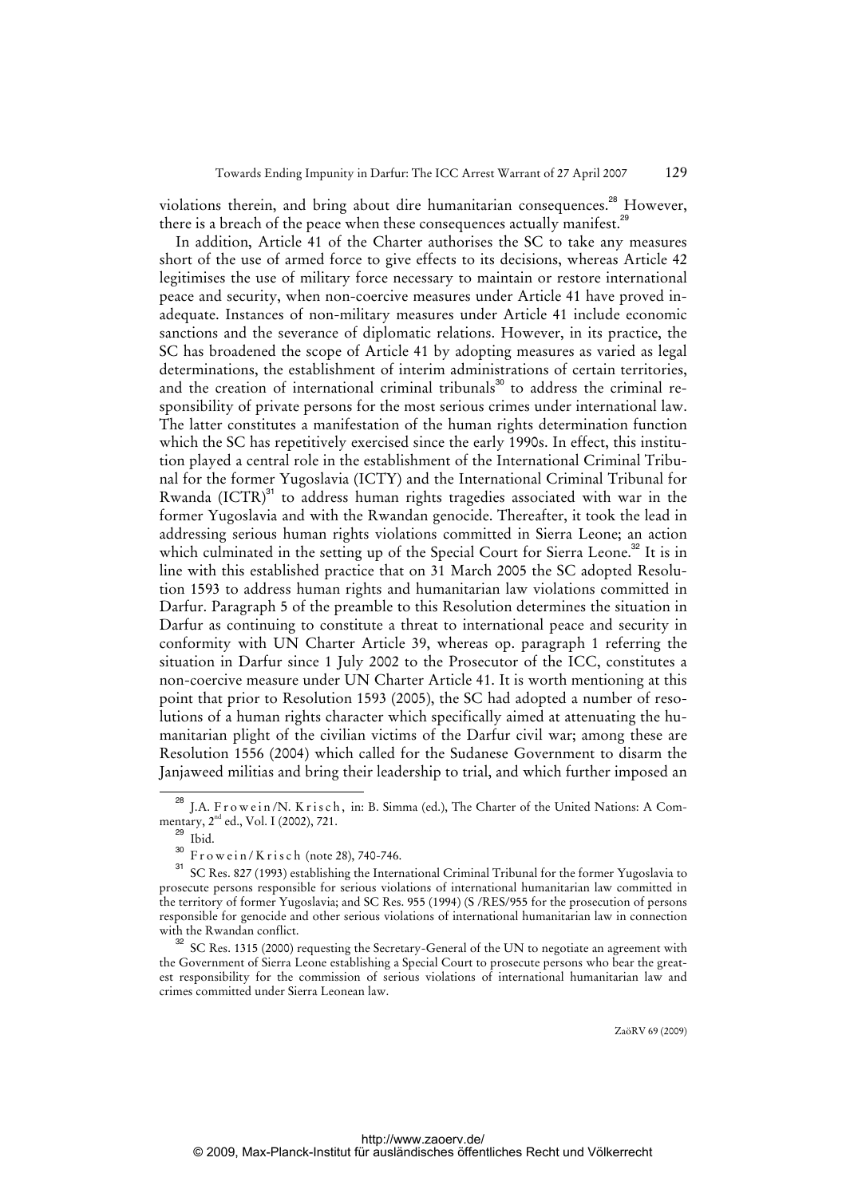violations therein, and bring about dire humanitarian consequences.[28] However, there is a breach of the peace when these consequences actually manifest.[29]

In addition, Article 41 of the Charter authorises the SC to take any measures short of the use of armed force to give effects to its decisions, whereas Article 42 legitimises the use of military force necessary to maintain or restore international peace and security, when non-coercive measures under Article 41 have proved inadequate. Instances of non-military measures under Article 41 include economic sanctions and the severance of diplomatic relations. However, in its practice, the SC has broadened the scope of Article 41 by adopting measures as varied as legal determinations, the establishment of interim administrations of certain territories, and the creation of international criminal tribunals[30] to address the criminal responsibility of private persons for the most serious crimes under international law. The latter constitutes a manifestation of the human rights determination function which the SC has repetitively exercised since the early 1990s. In effect, this institution played a central role in the establishment of the International Criminal Tribunal for the former Yugoslavia (ICTY) and the International Criminal Tribunal for Rwanda (ICTR)[31] to address human rights tragedies associated with war in the former Yugoslavia and with the Rwandan genocide. Thereafter, it took the lead in addressing serious human rights violations committed in Sierra Leone; an action which culminated in the setting up of the Special Court for Sierra Leone.[32] It is in line with this established practice that on 31 March 2005 the SC adopted Resolution 1593 to address human rights and humanitarian law violations committed in Darfur. Paragraph 5 of the preamble to this Resolution determines the situation in Darfur as continuing to constitute a threat to international peace and security in conformity with UN Charter Article 39, whereas op. paragraph 1 referring the situation in Darfur since 1 July 2002 to the Prosecutor of the ICC, constitutes a non-coercive measure under UN Charter Article 41. It is worth mentioning at this point that prior to Resolution 1593 (2005), the SC had adopted a number of resolutions of a human rights character which specifically aimed at attenuating the humanitarian plight of the civilian victims of the Darfur civil war; among these are Resolution 1556 (2004) which called for the Sudanese Government to disarm the Janjaweed militias and bring their leadership to trial, and which further imposed an

---

[28] J.A. Frowein/N. Krisch, in: B. Simma (ed.), The Charter of the United Nations: A Commentary, 2nd ed., Vol. I (2002), 721.

[29] Ibid.

[30] Frowein/Krisch (note 28), 740-746.

[31] SC Res. 827 (1993) establishing the International Criminal Tribunal for the former Yugoslavia to prosecute persons responsible for serious violations of international humanitarian law committed in the territory of former Yugoslavia; and SC Res. 955 (1994) (S /RES/955 for the prosecution of persons responsible for genocide and other serious violations of international humanitarian law in connection with the Rwandan conflict.

[32] SC Res. 1315 (2000) requesting the Secretary-General of the UN to negotiate an agreement with the Government of Sierra Leone establishing a Special Court to prosecute persons who bear the greatest responsibility for the commission of serious violations of international humanitarian law and crimes committed under Sierra Leonean law.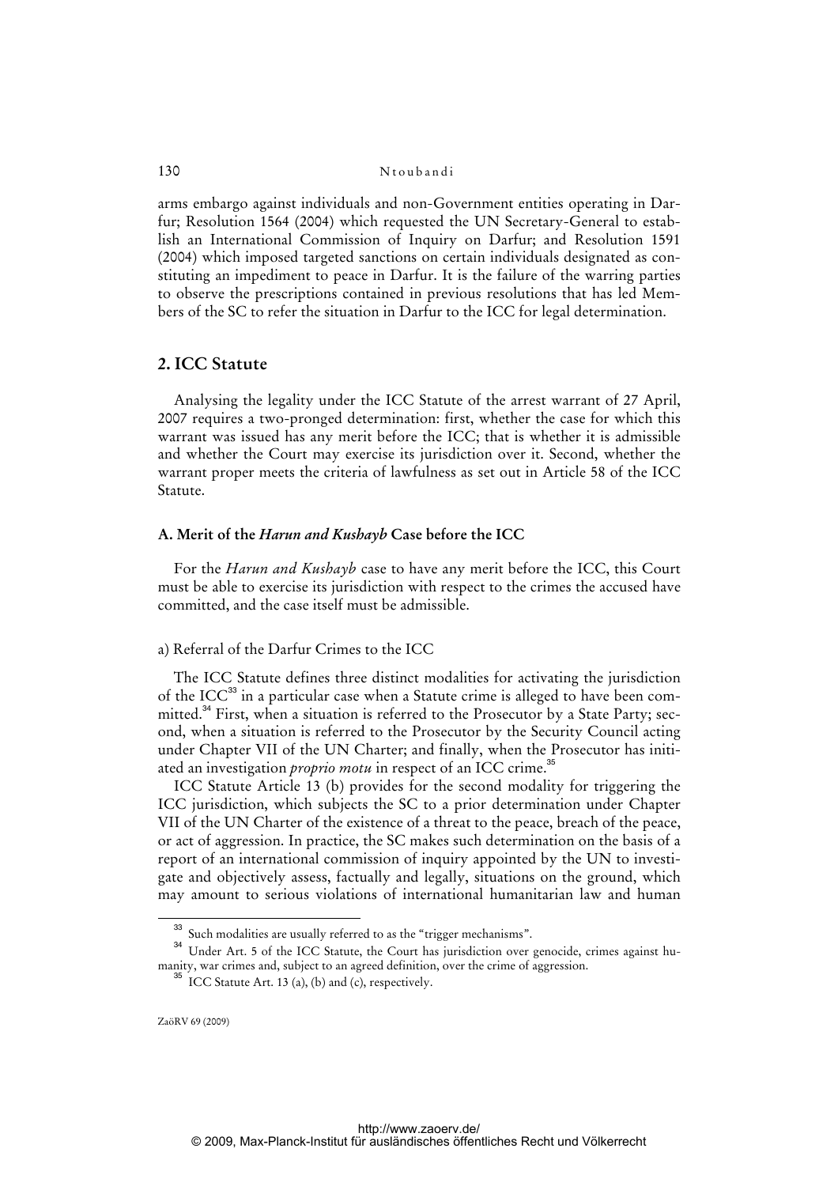arms embargo against individuals and non-Government entities operating in Darfur; Resolution 1564 (2004) which requested the UN Secretary-General to establish an International Commission of Inquiry on Darfur; and Resolution 1591 (2004) which imposed targeted sanctions on certain individuals designated as constituting an impediment to peace in Darfur. It is the failure of the warring parties to observe the prescriptions contained in previous resolutions that has led Members of the SC to refer the situation in Darfur to the ICC for legal determination.

## 2. ICC Statute

Analysing the legality under the ICC Statute of the arrest warrant of 27 April, 2007 requires a two-pronged determination: first, whether the case for which this warrant was issued has any merit before the ICC; that is whether it is admissible and whether the Court may exercise its jurisdiction over it. Second, whether the warrant proper meets the criteria of lawfulness as set out in Article 58 of the ICC Statute.

### A. Merit of the *Harun and Kushayb* Case before the ICC

For the *Harun and Kushayb* case to have any merit before the ICC, this Court must be able to exercise its jurisdiction with respect to the crimes the accused have committed, and the case itself must be admissible.

#### a) Referral of the Darfur Crimes to the ICC

The ICC Statute defines three distinct modalities for activating the jurisdiction of the ICC[33] in a particular case when a Statute crime is alleged to have been committed.[34] First, when a situation is referred to the Prosecutor by a State Party; second, when a situation is referred to the Prosecutor by the Security Council acting under Chapter VII of the UN Charter; and finally, when the Prosecutor has initiated an investigation *proprio motu* in respect of an ICC crime.[35]

ICC Statute Article 13 (b) provides for the second modality for triggering the ICC jurisdiction, which subjects the SC to a prior determination under Chapter VII of the UN Charter of the existence of a threat to the peace, breach of the peace, or act of aggression. In practice, the SC makes such determination on the basis of a report of an international commission of inquiry appointed by the UN to investigate and objectively assess, factually and legally, situations on the ground, which may amount to serious violations of international humanitarian law and human

---

[33] Such modalities are usually referred to as the "trigger mechanisms".

[34] Under Art. 5 of the ICC Statute, the Court has jurisdiction over genocide, crimes against humanity, war crimes and, subject to an agreed definition, over the crime of aggression.

[35] ICC Statute Art. 13 (a), (b) and (c), respectively.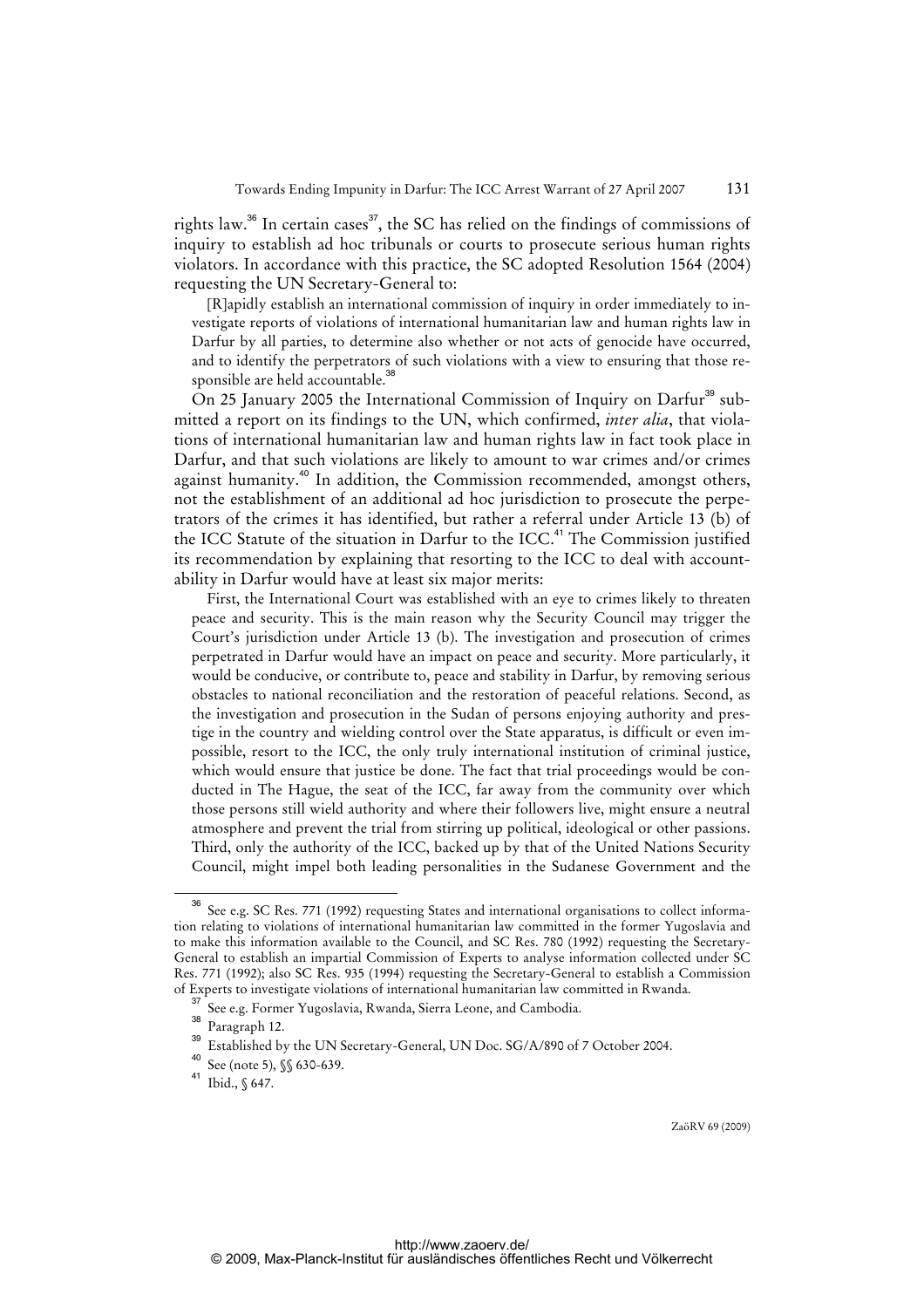rights law.[36] In certain cases[37], the SC has relied on the findings of commissions of inquiry to establish ad hoc tribunals or courts to prosecute serious human rights violators. In accordance with this practice, the SC adopted Resolution 1564 (2004) requesting the UN Secretary-General to:

> [R]apidly establish an international commission of inquiry in order immediately to investigate reports of violations of international humanitarian law and human rights law in Darfur by all parties, to determine also whether or not acts of genocide have occurred, and to identify the perpetrators of such violations with a view to ensuring that those responsible are held accountable.[38]

On 25 January 2005 the International Commission of Inquiry on Darfur[39] submitted a report on its findings to the UN, which confirmed, *inter alia*, that violations of international humanitarian law and human rights law in fact took place in Darfur, and that such violations are likely to amount to war crimes and/or crimes against humanity.[40] In addition, the Commission recommended, amongst others, not the establishment of an additional ad hoc jurisdiction to prosecute the perpetrators of the crimes it has identified, but rather a referral under Article 13 (b) of the ICC Statute of the situation in Darfur to the ICC.[41] The Commission justified its recommendation by explaining that resorting to the ICC to deal with accountability in Darfur would have at least six major merits:

> First, the International Court was established with an eye to crimes likely to threaten peace and security. This is the main reason why the Security Council may trigger the Court's jurisdiction under Article 13 (b). The investigation and prosecution of crimes perpetrated in Darfur would have an impact on peace and security. More particularly, it would be conducive, or contribute to, peace and stability in Darfur, by removing serious obstacles to national reconciliation and the restoration of peaceful relations. Second, as the investigation and prosecution in the Sudan of persons enjoying authority and prestige in the country and wielding control over the State apparatus, is difficult or even impossible, resort to the ICC, the only truly international institution of criminal justice, which would ensure that justice be done. The fact that trial proceedings would be conducted in The Hague, the seat of the ICC, far away from the community over which those persons still wield authority and where their followers live, might ensure a neutral atmosphere and prevent the trial from stirring up political, ideological or other passions. Third, only the authority of the ICC, backed up by that of the United Nations Security Council, might impel both leading personalities in the Sudanese Government and the

---

[36] See e.g. SC Res. 771 (1992) requesting States and international organisations to collect information relating to violations of international humanitarian law committed in the former Yugoslavia and to make this information available to the Council, and SC Res. 780 (1992) requesting the Secretary-General to establish an impartial Commission of Experts to analyse information collected under SC Res. 771 (1992); also SC Res. 935 (1994) requesting the Secretary-General to establish a Commission of Experts to investigate violations of international humanitarian law committed in Rwanda.

[37] See e.g. Former Yugoslavia, Rwanda, Sierra Leone, and Cambodia.

[38] Paragraph 12.

[39] Established by the UN Secretary-General, UN Doc. SG/A/890 of 7 October 2004.

[40] See (note 5), §§ 630-639.

[41] Ibid., § 647.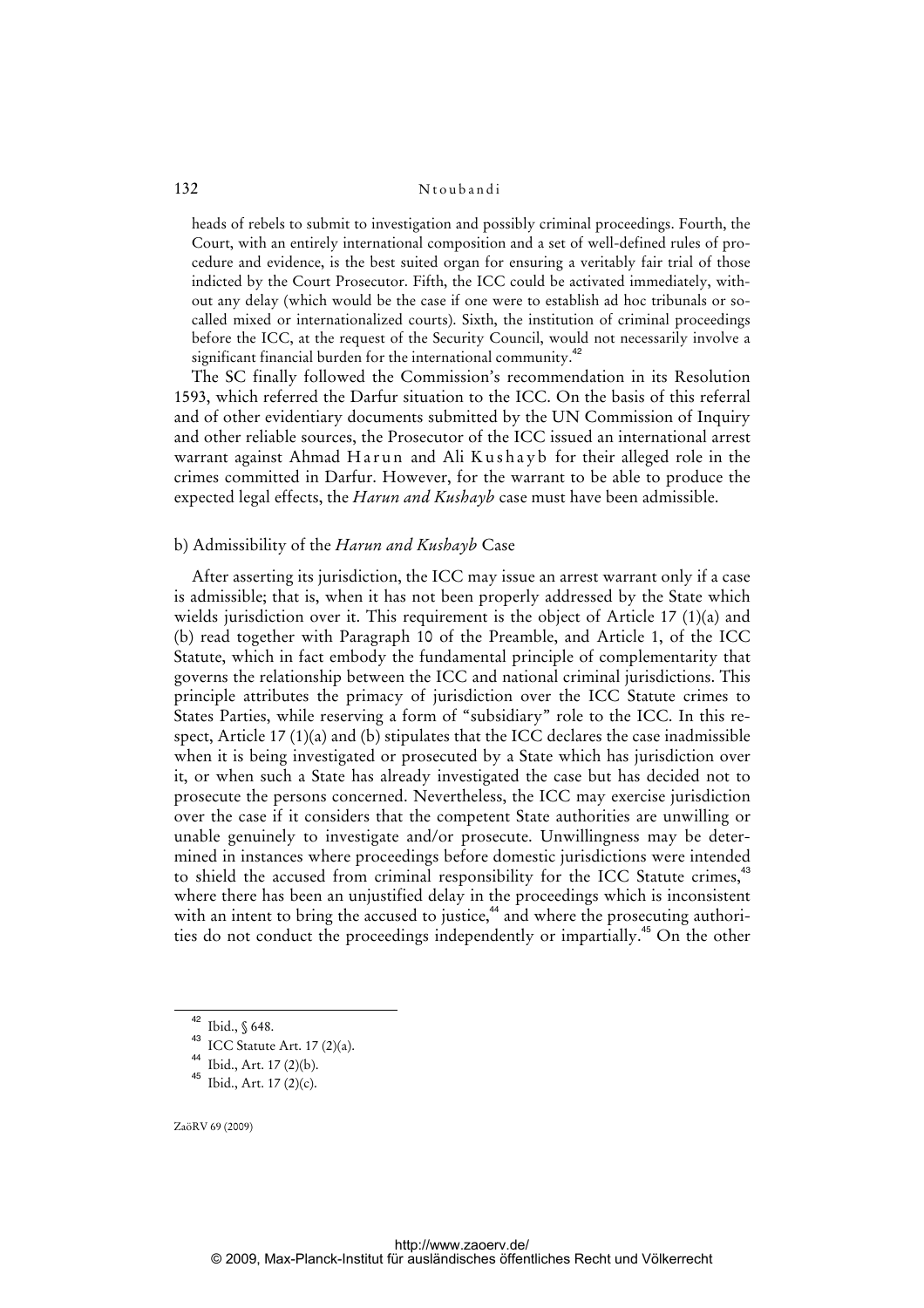heads of rebels to submit to investigation and possibly criminal proceedings. Fourth, the Court, with an entirely international composition and a set of well-defined rules of procedure and evidence, is the best suited organ for ensuring a veritably fair trial of those indicted by the Court Prosecutor. Fifth, the ICC could be activated immediately, without any delay (which would be the case if one were to establish ad hoc tribunals or so-called mixed or internationalized courts). Sixth, the institution of criminal proceedings before the ICC, at the request of the Security Council, would not necessarily involve a significant financial burden for the international community.[42]

The SC finally followed the Commission's recommendation in its Resolution 1593, which referred the Darfur situation to the ICC. On the basis of this referral and of other evidentiary documents submitted by the UN Commission of Inquiry and other reliable sources, the Prosecutor of the ICC issued an international arrest warrant against Ahmad Harun and Ali Kushayb for their alleged role in the crimes committed in Darfur. However, for the warrant to be able to produce the expected legal effects, the *Harun and Kushayb* case must have been admissible.

### b) Admissibility of the *Harun and Kushayb* Case

After asserting its jurisdiction, the ICC may issue an arrest warrant only if a case is admissible; that is, when it has not been properly addressed by the State which wields jurisdiction over it. This requirement is the object of Article 17 (1)(a) and (b) read together with Paragraph 10 of the Preamble, and Article 1, of the ICC Statute, which in fact embody the fundamental principle of complementarity that governs the relationship between the ICC and national criminal jurisdictions. This principle attributes the primacy of jurisdiction over the ICC Statute crimes to States Parties, while reserving a form of "subsidiary" role to the ICC. In this respect, Article 17 (1)(a) and (b) stipulates that the ICC declares the case inadmissible when it is being investigated or prosecuted by a State which has jurisdiction over it, or when such a State has already investigated the case but has decided not to prosecute the persons concerned. Nevertheless, the ICC may exercise jurisdiction over the case if it considers that the competent State authorities are unwilling or unable genuinely to investigate and/or prosecute. Unwillingness may be determined in instances where proceedings before domestic jurisdictions were intended to shield the accused from criminal responsibility for the ICC Statute crimes,[43] where there has been an unjustified delay in the proceedings which is inconsistent with an intent to bring the accused to justice,[44] and where the prosecuting authorities do not conduct the proceedings independently or impartially.[45] On the other

---

[42] Ibid., § 648.

[43] ICC Statute Art. 17 (2)(a).

[44] Ibid., Art. 17 (2)(b).

[45] Ibid., Art. 17 (2)(c).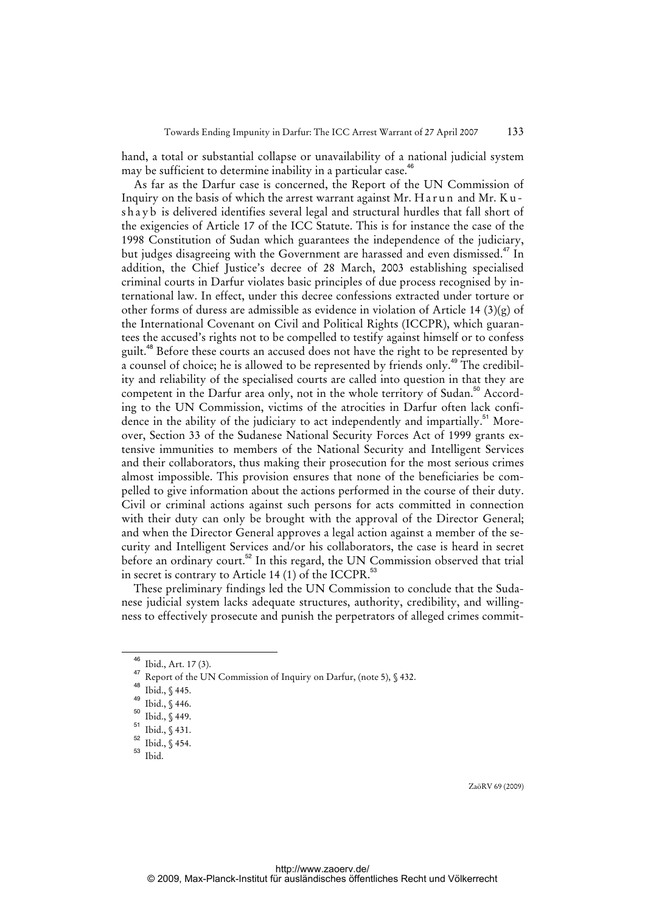hand, a total or substantial collapse or unavailability of a national judicial system may be sufficient to determine inability in a particular case.[46]

As far as the Darfur case is concerned, the Report of the UN Commission of Inquiry on the basis of which the arrest warrant against Mr. Harun and Mr. Kushayb is delivered identifies several legal and structural hurdles that fall short of the exigencies of Article 17 of the ICC Statute. This is for instance the case of the 1998 Constitution of Sudan which guarantees the independence of the judiciary, but judges disagreeing with the Government are harassed and even dismissed.[47] In addition, the Chief Justice's decree of 28 March, 2003 establishing specialised criminal courts in Darfur violates basic principles of due process recognised by international law. In effect, under this decree confessions extracted under torture or other forms of duress are admissible as evidence in violation of Article 14 (3)(g) of the International Covenant on Civil and Political Rights (ICCPR), which guarantees the accused's rights not to be compelled to testify against himself or to confess guilt.[48] Before these courts an accused does not have the right to be represented by a counsel of choice; he is allowed to be represented by friends only.[49] The credibility and reliability of the specialised courts are called into question in that they are competent in the Darfur area only, not in the whole territory of Sudan.[50] According to the UN Commission, victims of the atrocities in Darfur often lack confidence in the ability of the judiciary to act independently and impartially.[51] Moreover, Section 33 of the Sudanese National Security Forces Act of 1999 grants extensive immunities to members of the National Security and Intelligent Services and their collaborators, thus making their prosecution for the most serious crimes almost impossible. This provision ensures that none of the beneficiaries be compelled to give information about the actions performed in the course of their duty. Civil or criminal actions against such persons for acts committed in connection with their duty can only be brought with the approval of the Director General; and when the Director General approves a legal action against a member of the security and Intelligent Services and/or his collaborators, the case is heard in secret before an ordinary court.[52] In this regard, the UN Commission observed that trial in secret is contrary to Article 14 (1) of the ICCPR.[53]

These preliminary findings led the UN Commission to conclude that the Sudanese judicial system lacks adequate structures, authority, credibility, and willingness to effectively prosecute and punish the perpetrators of alleged crimes commit-

---

[46] Ibid., Art. 17 (3).

[47] Report of the UN Commission of Inquiry on Darfur, (note 5), § 432.

[48] Ibid., § 445.

[49] Ibid., § 446.

[50] Ibid., § 449.

[51] Ibid., § 431.

[52] Ibid., § 454.

[53] Ibid.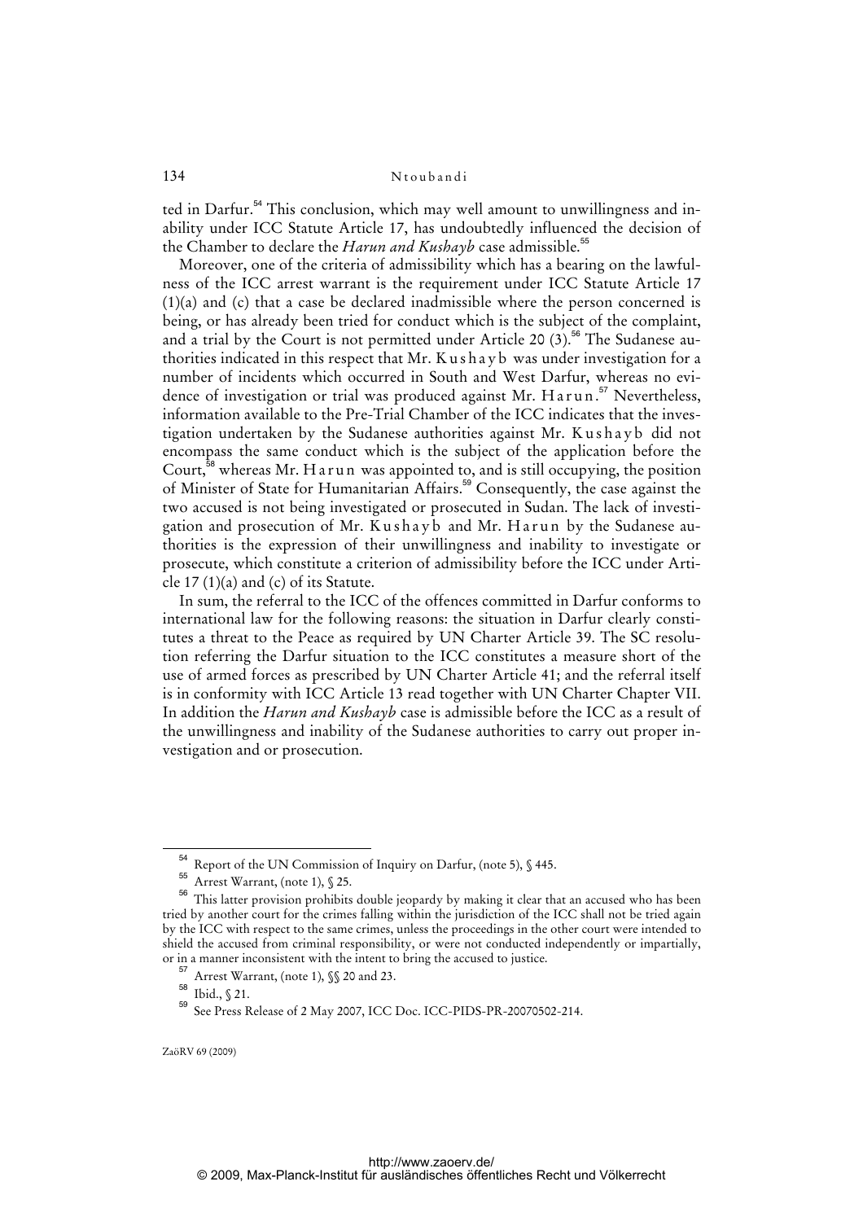ted in Darfur.[54] This conclusion, which may well amount to unwillingness and inability under ICC Statute Article 17, has undoubtedly influenced the decision of the Chamber to declare the *Harun and Kushayb* case admissible.[55]

Moreover, one of the criteria of admissibility which has a bearing on the lawfulness of the ICC arrest warrant is the requirement under ICC Statute Article 17 (1)(a) and (c) that a case be declared inadmissible where the person concerned is being, or has already been tried for conduct which is the subject of the complaint, and a trial by the Court is not permitted under Article 20 (3).[56] The Sudanese authorities indicated in this respect that Mr. Kushayb was under investigation for a number of incidents which occurred in South and West Darfur, whereas no evidence of investigation or trial was produced against Mr. Harun.[57] Nevertheless, information available to the Pre-Trial Chamber of the ICC indicates that the investigation undertaken by the Sudanese authorities against Mr. Kushayb did not encompass the same conduct which is the subject of the application before the Court,[58] whereas Mr. Harun was appointed to, and is still occupying, the position of Minister of State for Humanitarian Affairs.[59] Consequently, the case against the two accused is not being investigated or prosecuted in Sudan. The lack of investigation and prosecution of Mr. Kushayb and Mr. Harun by the Sudanese authorities is the expression of their unwillingness and inability to investigate or prosecute, which constitute a criterion of admissibility before the ICC under Article 17 (1)(a) and (c) of its Statute.

In sum, the referral to the ICC of the offences committed in Darfur conforms to international law for the following reasons: the situation in Darfur clearly constitutes a threat to the Peace as required by UN Charter Article 39. The SC resolution referring the Darfur situation to the ICC constitutes a measure short of the use of armed forces as prescribed by UN Charter Article 41; and the referral itself is in conformity with ICC Article 13 read together with UN Charter Chapter VII. In addition the *Harun and Kushayb* case is admissible before the ICC as a result of the unwillingness and inability of the Sudanese authorities to carry out proper investigation and or prosecution.

---

[54] Report of the UN Commission of Inquiry on Darfur, (note 5), § 445.

[55] Arrest Warrant, (note 1), § 25.

[56] This latter provision prohibits double jeopardy by making it clear that an accused who has been tried by another court for the crimes falling within the jurisdiction of the ICC shall not be tried again by the ICC with respect to the same crimes, unless the proceedings in the other court were intended to shield the accused from criminal responsibility, or were not conducted independently or impartially, or in a manner inconsistent with the intent to bring the accused to justice.

[57] Arrest Warrant, (note 1), §§ 20 and 23.

[58] Ibid., § 21.

[59] See Press Release of 2 May 2007, ICC Doc. ICC-PIDS-PR-20070502-214.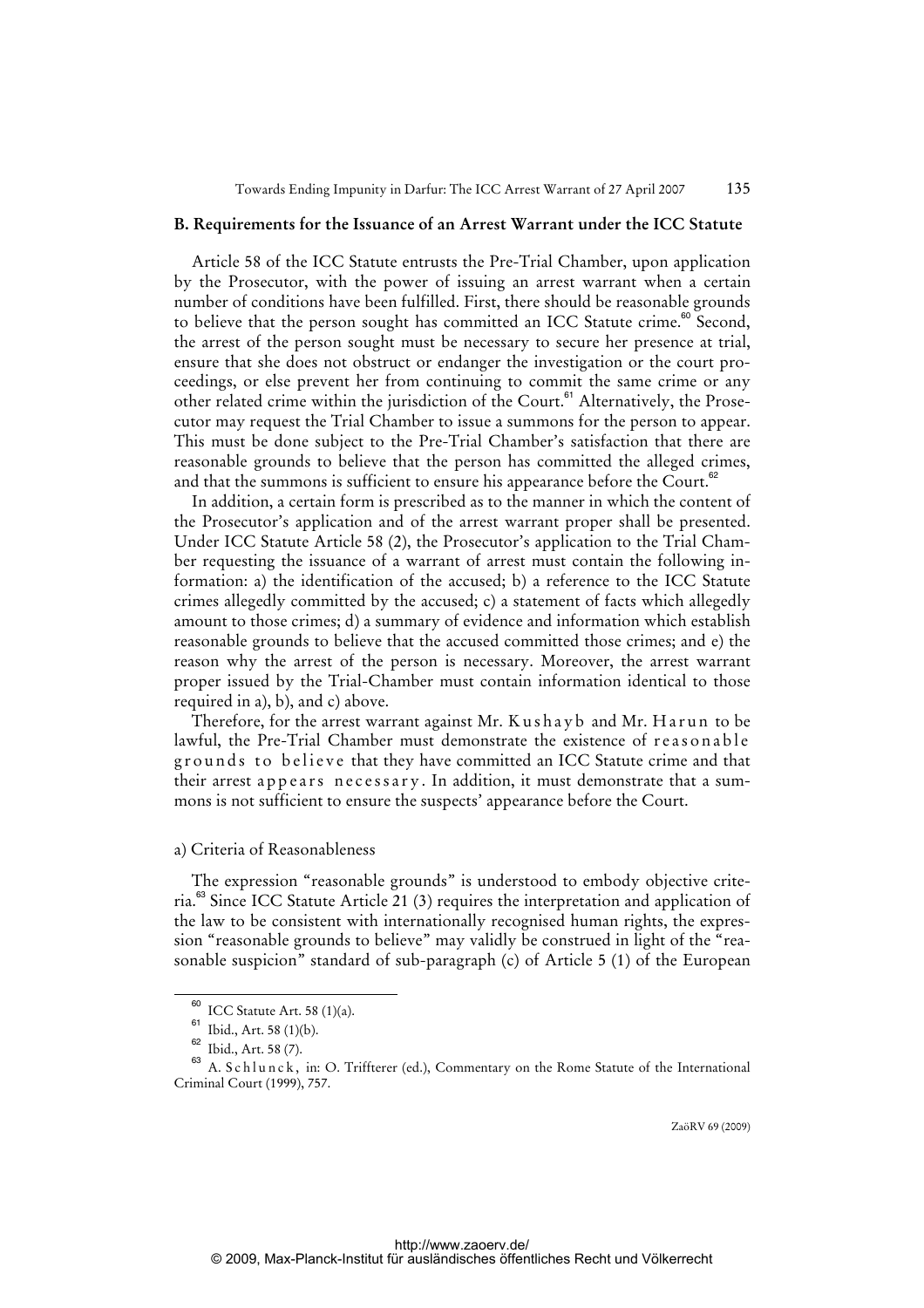## B. Requirements for the Issuance of an Arrest Warrant under the ICC Statute

Article 58 of the ICC Statute entrusts the Pre-Trial Chamber, upon application by the Prosecutor, with the power of issuing an arrest warrant when a certain number of conditions have been fulfilled. First, there should be reasonable grounds to believe that the person sought has committed an ICC Statute crime.[60] Second, the arrest of the person sought must be necessary to secure her presence at trial, ensure that she does not obstruct or endanger the investigation or the court proceedings, or else prevent her from continuing to commit the same crime or any other related crime within the jurisdiction of the Court.[61] Alternatively, the Prosecutor may request the Trial Chamber to issue a summons for the person to appear. This must be done subject to the Pre-Trial Chamber's satisfaction that there are reasonable grounds to believe that the person has committed the alleged crimes, and that the summons is sufficient to ensure his appearance before the Court.[62]

In addition, a certain form is prescribed as to the manner in which the content of the Prosecutor's application and of the arrest warrant proper shall be presented. Under ICC Statute Article 58 (2), the Prosecutor's application to the Trial Chamber requesting the issuance of a warrant of arrest must contain the following information: a) the identification of the accused; b) a reference to the ICC Statute crimes allegedly committed by the accused; c) a statement of facts which allegedly amount to those crimes; d) a summary of evidence and information which establish reasonable grounds to believe that the accused committed those crimes; and e) the reason why the arrest of the person is necessary. Moreover, the arrest warrant proper issued by the Trial-Chamber must contain information identical to those required in a), b), and c) above.

Therefore, for the arrest warrant against Mr. Kushayb and Mr. Harun to be lawful, the Pre-Trial Chamber must demonstrate the existence of reasonable grounds to believe that they have committed an ICC Statute crime and that their arrest appears necessary. In addition, it must demonstrate that a summons is not sufficient to ensure the suspects' appearance before the Court.

### a) Criteria of Reasonableness

The expression "reasonable grounds" is understood to embody objective criteria.[63] Since ICC Statute Article 21 (3) requires the interpretation and application of the law to be consistent with internationally recognised human rights, the expression "reasonable grounds to believe" may validly be construed in light of the "reasonable suspicion" standard of sub-paragraph (c) of Article 5 (1) of the European

---

[60] ICC Statute Art. 58 (1)(a).

[61] Ibid., Art. 58 (1)(b).

[62] Ibid., Art. 58 (7).

[63] A. Schlunck, in: O. Triffterer (ed.), Commentary on the Rome Statute of the International Criminal Court (1999), 757.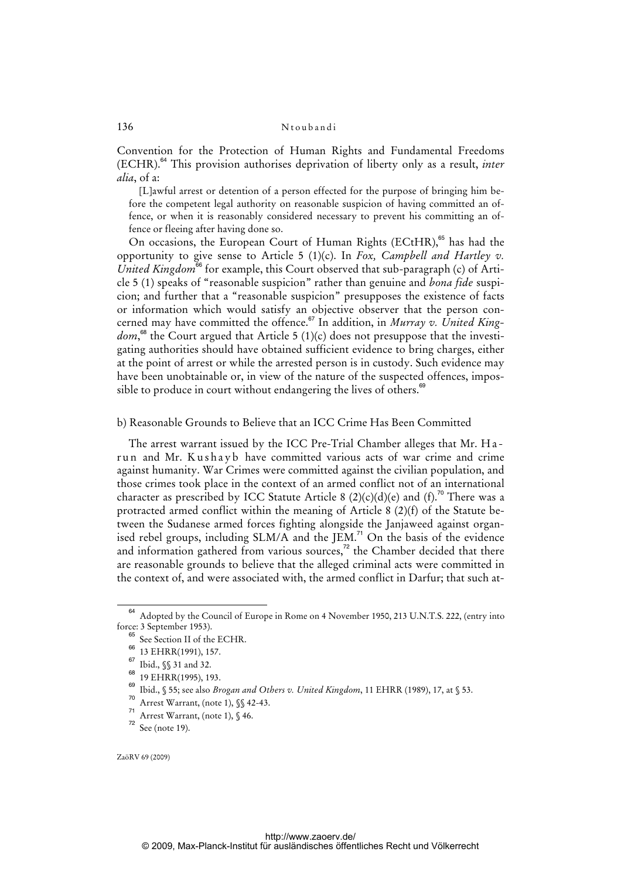Convention for the Protection of Human Rights and Fundamental Freedoms (ECHR).[64] This provision authorises deprivation of liberty only as a result, *inter alia*, of a:

> [L]awful arrest or detention of a person effected for the purpose of bringing him before the competent legal authority on reasonable suspicion of having committed an offence, or when it is reasonably considered necessary to prevent his committing an offence or fleeing after having done so.

On occasions, the European Court of Human Rights (ECtHR),[65] has had the opportunity to give sense to Article 5 (1)(c). In *Fox, Campbell and Hartley v. United Kingdom*[66] for example, this Court observed that sub-paragraph (c) of Article 5 (1) speaks of "reasonable suspicion" rather than genuine and *bona fide* suspicion; and further that a "reasonable suspicion" presupposes the existence of facts or information which would satisfy an objective observer that the person concerned may have committed the offence.[67] In addition, in *Murray v. United Kingdom*,[68] the Court argued that Article 5 (1)(c) does not presuppose that the investigating authorities should have obtained sufficient evidence to bring charges, either at the point of arrest or while the arrested person is in custody. Such evidence may have been unobtainable or, in view of the nature of the suspected offences, impossible to produce in court without endangering the lives of others.[69]

b) Reasonable Grounds to Believe that an ICC Crime Has Been Committed

The arrest warrant issued by the ICC Pre-Trial Chamber alleges that Mr. Harun and Mr. Kushayb have committed various acts of war crime and crime against humanity. War Crimes were committed against the civilian population, and those crimes took place in the context of an armed conflict not of an international character as prescribed by ICC Statute Article 8 (2)(c)(d)(e) and (f).[70] There was a protracted armed conflict within the meaning of Article 8 (2)(f) of the Statute between the Sudanese armed forces fighting alongside the Janjaweed against organised rebel groups, including SLM/A and the JEM.[71] On the basis of the evidence and information gathered from various sources,[72] the Chamber decided that there are reasonable grounds to believe that the alleged criminal acts were committed in the context of, and were associated with, the armed conflict in Darfur; that such at-

[64] Adopted by the Council of Europe in Rome on 4 November 1950, 213 U.N.T.S. 222, (entry into force: 3 September 1953).

[65] See Section II of the ECHR.

[66] 13 EHRR(1991), 157.

[67] Ibid., §§ 31 and 32.

[68] 19 EHRR(1995), 193.

[69] Ibid., § 55; see also *Brogan and Others v. United Kingdom*, 11 EHRR (1989), 17, at § 53.

[70] Arrest Warrant, (note 1), §§ 42-43.

[71] Arrest Warrant, (note 1), § 46.

[72] See (note 19).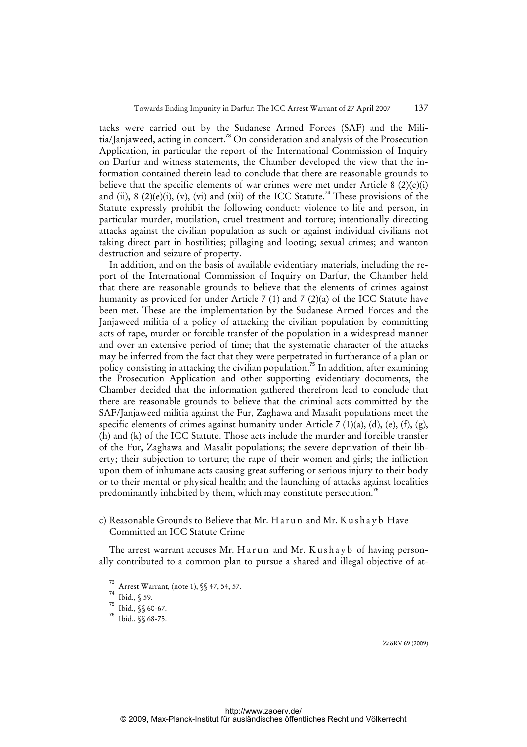tacks were carried out by the Sudanese Armed Forces (SAF) and the Militia/Janjaweed, acting in concert.[73] On consideration and analysis of the Prosecution Application, in particular the report of the International Commission of Inquiry on Darfur and witness statements, the Chamber developed the view that the information contained therein lead to conclude that there are reasonable grounds to believe that the specific elements of war crimes were met under Article 8 (2)(c)(i) and (ii), 8 (2)(e)(i), (v), (vi) and (xii) of the ICC Statute.[74] These provisions of the Statute expressly prohibit the following conduct: violence to life and person, in particular murder, mutilation, cruel treatment and torture; intentionally directing attacks against the civilian population as such or against individual civilians not taking direct part in hostilities; pillaging and looting; sexual crimes; and wanton destruction and seizure of property.

In addition, and on the basis of available evidentiary materials, including the report of the International Commission of Inquiry on Darfur, the Chamber held that there are reasonable grounds to believe that the elements of crimes against humanity as provided for under Article 7 (1) and 7 (2)(a) of the ICC Statute have been met. These are the implementation by the Sudanese Armed Forces and the Janjaweed militia of a policy of attacking the civilian population by committing acts of rape, murder or forcible transfer of the population in a widespread manner and over an extensive period of time; that the systematic character of the attacks may be inferred from the fact that they were perpetrated in furtherance of a plan or policy consisting in attacking the civilian population.[75] In addition, after examining the Prosecution Application and other supporting evidentiary documents, the Chamber decided that the information gathered therefrom lead to conclude that there are reasonable grounds to believe that the criminal acts committed by the SAF/Janjaweed militia against the Fur, Zaghawa and Masalit populations meet the specific elements of crimes against humanity under Article 7 (1)(a), (d), (e), (f), (g), (h) and (k) of the ICC Statute. Those acts include the murder and forcible transfer of the Fur, Zaghawa and Masalit populations; the severe deprivation of their liberty; their subjection to torture; the rape of their women and girls; the infliction upon them of inhumane acts causing great suffering or serious injury to their body or to their mental or physical health; and the launching of attacks against localities predominantly inhabited by them, which may constitute persecution.[76]

### c) Reasonable Grounds to Believe that Mr. Harun and Mr. Kushayb Have Committed an ICC Statute Crime

The arrest warrant accuses Mr. Harun and Mr. Kushayb of having personally contributed to a common plan to pursue a shared and illegal objective of at-

---

[73] Arrest Warrant, (note 1), §§ 47, 54, 57.

[74] Ibid., § 59.

[75] Ibid., §§ 60-67.

[76] Ibid., §§ 68-75.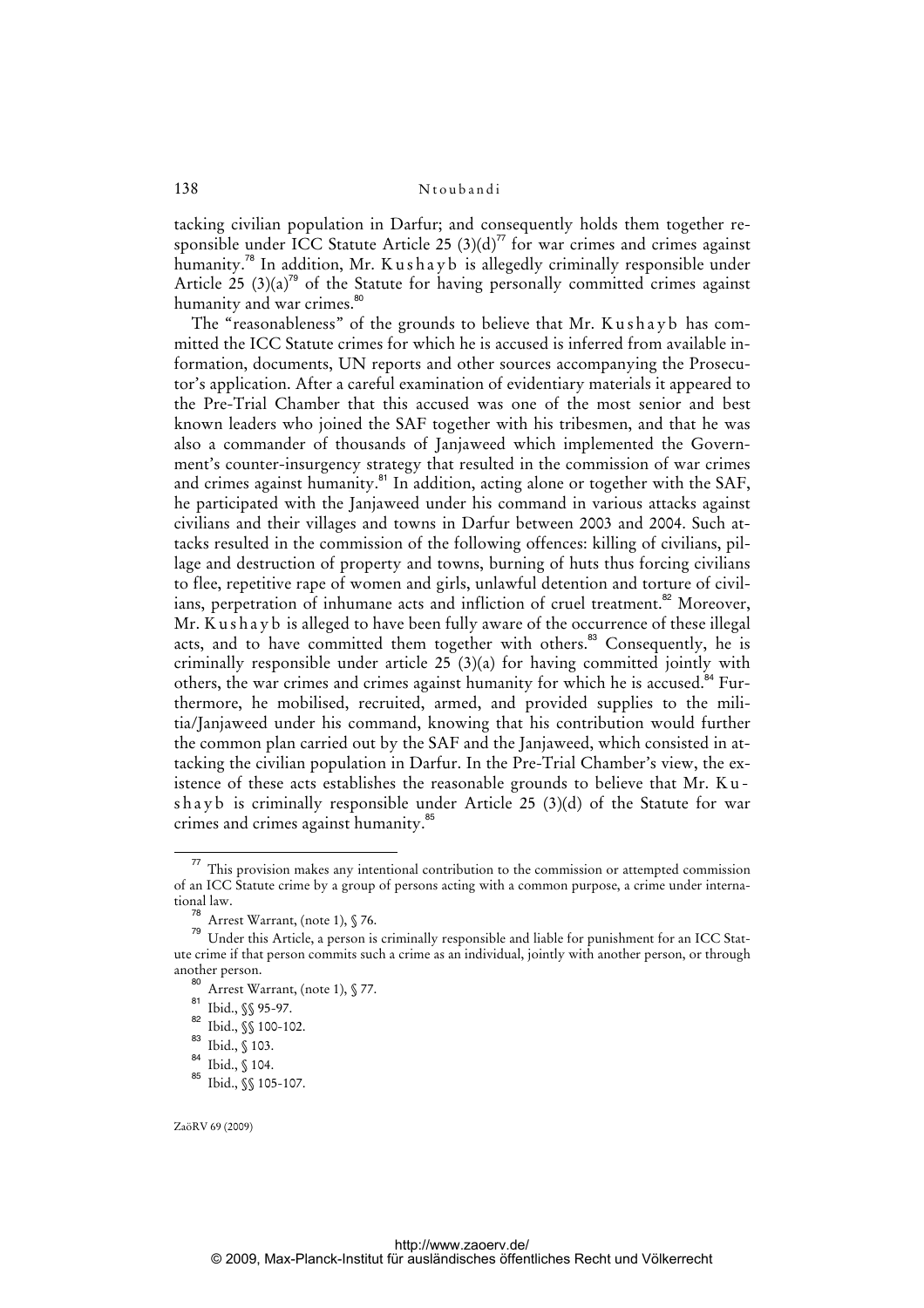tacking civilian population in Darfur; and consequently holds them together responsible under ICC Statute Article 25 (3)(d)[77] for war crimes and crimes against humanity.[78] In addition, Mr. Kushayb is allegedly criminally responsible under Article 25 (3)(a)[79] of the Statute for having personally committed crimes against humanity and war crimes.[80]

The "reasonableness" of the grounds to believe that Mr. Kushayb has committed the ICC Statute crimes for which he is accused is inferred from available information, documents, UN reports and other sources accompanying the Prosecutor's application. After a careful examination of evidentiary materials it appeared to the Pre-Trial Chamber that this accused was one of the most senior and best known leaders who joined the SAF together with his tribesmen, and that he was also a commander of thousands of Janjaweed which implemented the Government's counter-insurgency strategy that resulted in the commission of war crimes and crimes against humanity.[81] In addition, acting alone or together with the SAF, he participated with the Janjaweed under his command in various attacks against civilians and their villages and towns in Darfur between 2003 and 2004. Such attacks resulted in the commission of the following offences: killing of civilians, pillage and destruction of property and towns, burning of huts thus forcing civilians to flee, repetitive rape of women and girls, unlawful detention and torture of civilians, perpetration of inhumane acts and infliction of cruel treatment.[82] Moreover, Mr. Kushayb is alleged to have been fully aware of the occurrence of these illegal acts, and to have committed them together with others.[83] Consequently, he is criminally responsible under article 25 (3)(a) for having committed jointly with others, the war crimes and crimes against humanity for which he is accused.[84] Furthermore, he mobilised, recruited, armed, and provided supplies to the militia/Janjaweed under his command, knowing that his contribution would further the common plan carried out by the SAF and the Janjaweed, which consisted in attacking the civilian population in Darfur. In the Pre-Trial Chamber's view, the existence of these acts establishes the reasonable grounds to believe that Mr. Kushayb is criminally responsible under Article 25 (3)(d) of the Statute for war crimes and crimes against humanity.[85]

---

[77] This provision makes any intentional contribution to the commission or attempted commission of an ICC Statute crime by a group of persons acting with a common purpose, a crime under international law.

[78] Arrest Warrant, (note 1), § 76.

[79] Under this Article, a person is criminally responsible and liable for punishment for an ICC Statute crime if that person commits such a crime as an individual, jointly with another person, or through another person.

[80] Arrest Warrant, (note 1), § 77.

[81] Ibid., §§ 95-97.

[82] Ibid., §§ 100-102.

[83] Ibid., § 103.

[84] Ibid., § 104.

[85] Ibid., §§ 105-107.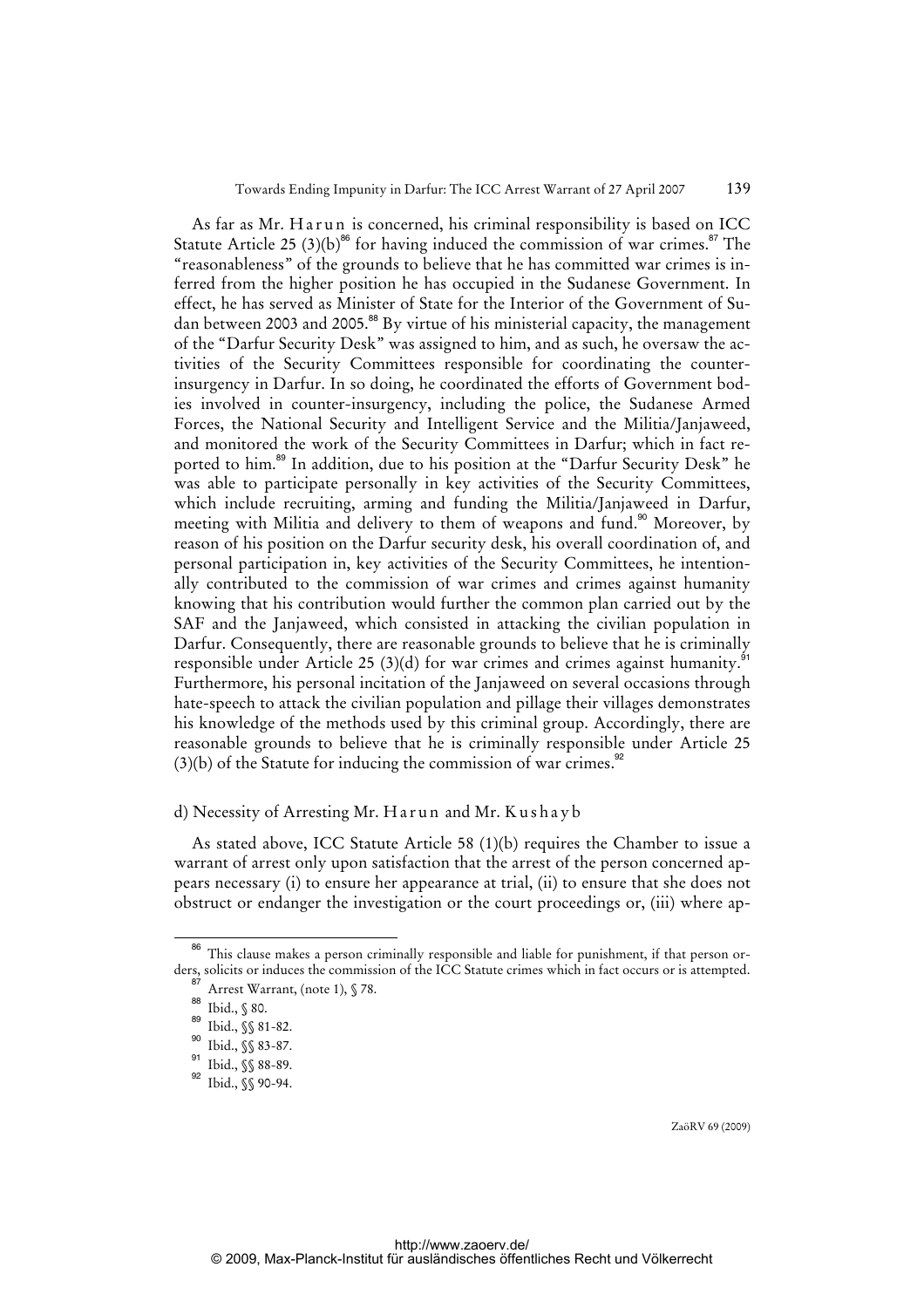As far as Mr. Harun is concerned, his criminal responsibility is based on ICC Statute Article 25 (3)(b)[86] for having induced the commission of war crimes.[87] The "reasonableness" of the grounds to believe that he has committed war crimes is inferred from the higher position he has occupied in the Sudanese Government. In effect, he has served as Minister of State for the Interior of the Government of Sudan between 2003 and 2005.[88] By virtue of his ministerial capacity, the management of the "Darfur Security Desk" was assigned to him, and as such, he oversaw the activities of the Security Committees responsible for coordinating the counter-insurgency in Darfur. In so doing, he coordinated the efforts of Government bodies involved in counter-insurgency, including the police, the Sudanese Armed Forces, the National Security and Intelligent Service and the Militia/Janjaweed, and monitored the work of the Security Committees in Darfur; which in fact reported to him.[89] In addition, due to his position at the "Darfur Security Desk" he was able to participate personally in key activities of the Security Committees, which include recruiting, arming and funding the Militia/Janjaweed in Darfur, meeting with Militia and delivery to them of weapons and fund.[90] Moreover, by reason of his position on the Darfur security desk, his overall coordination of, and personal participation in, key activities of the Security Committees, he intentionally contributed to the commission of war crimes and crimes against humanity knowing that his contribution would further the common plan carried out by the SAF and the Janjaweed, which consisted in attacking the civilian population in Darfur. Consequently, there are reasonable grounds to believe that he is criminally responsible under Article 25 (3)(d) for war crimes and crimes against humanity.[91] Furthermore, his personal incitation of the Janjaweed on several occasions through hate-speech to attack the civilian population and pillage their villages demonstrates his knowledge of the methods used by this criminal group. Accordingly, there are reasonable grounds to believe that he is criminally responsible under Article 25 (3)(b) of the Statute for inducing the commission of war crimes.[92]

d) Necessity of Arresting Mr. Harun and Mr. Kushayb

As stated above, ICC Statute Article 58 (1)(b) requires the Chamber to issue a warrant of arrest only upon satisfaction that the arrest of the person concerned appears necessary (i) to ensure her appearance at trial, (ii) to ensure that she does not obstruct or endanger the investigation or the court proceedings or, (iii) where ap-

---

[86] This clause makes a person criminally responsible and liable for punishment, if that person orders, solicits or induces the commission of the ICC Statute crimes which in fact occurs or is attempted.

[87] Arrest Warrant, (note 1), § 78.

[88] Ibid., § 80.

[89] Ibid., §§ 81-82.

[90] Ibid., §§ 83-87.

[91] Ibid., §§ 88-89.

[92] Ibid., §§ 90-94.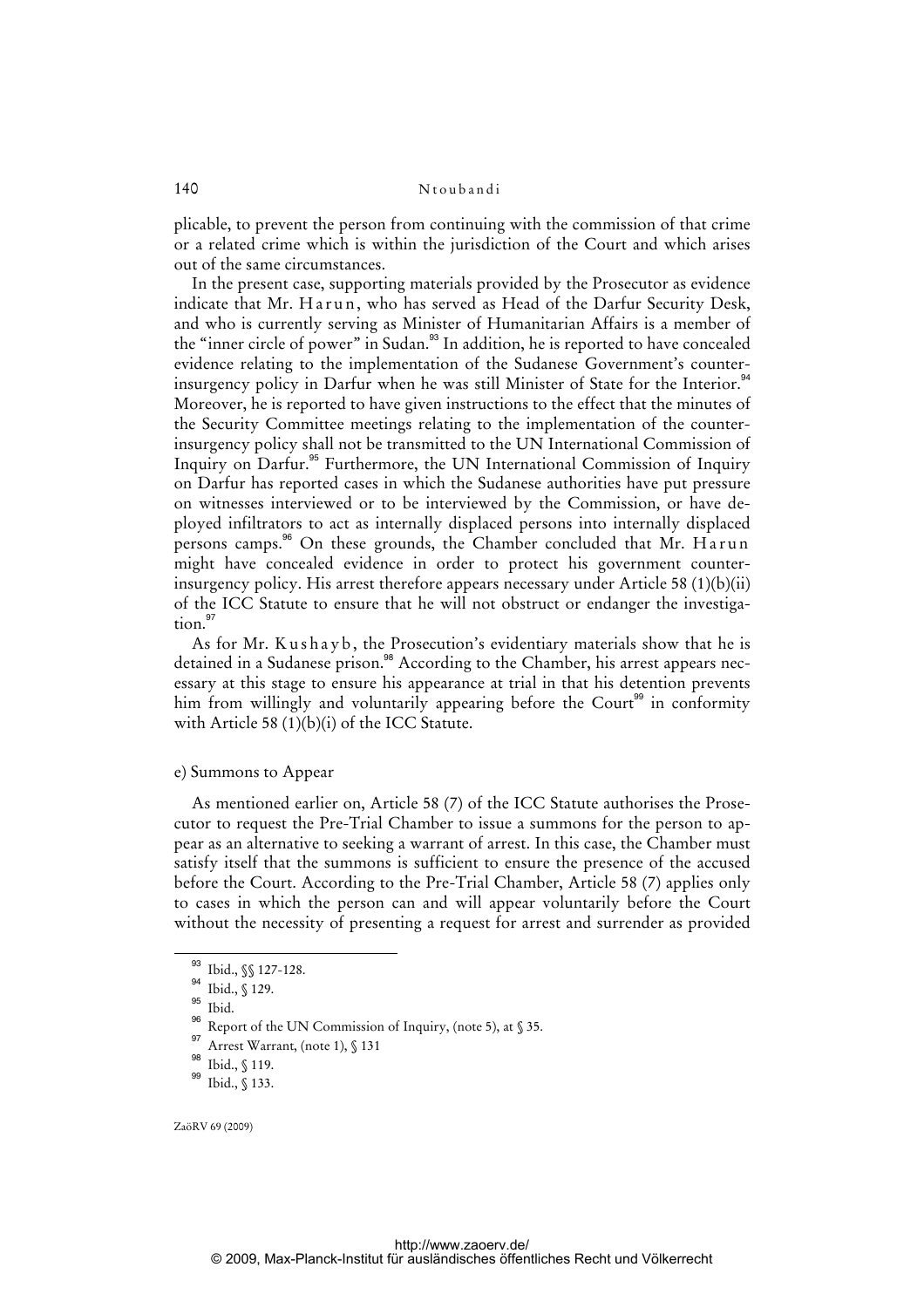plicable, to prevent the person from continuing with the commission of that crime or a related crime which is within the jurisdiction of the Court and which arises out of the same circumstances.

In the present case, supporting materials provided by the Prosecutor as evidence indicate that Mr. Harun, who has served as Head of the Darfur Security Desk, and who is currently serving as Minister of Humanitarian Affairs is a member of the "inner circle of power" in Sudan.[93] In addition, he is reported to have concealed evidence relating to the implementation of the Sudanese Government's counter-insurgency policy in Darfur when he was still Minister of State for the Interior.[94] Moreover, he is reported to have given instructions to the effect that the minutes of the Security Committee meetings relating to the implementation of the counter-insurgency policy shall not be transmitted to the UN International Commission of Inquiry on Darfur.[95] Furthermore, the UN International Commission of Inquiry on Darfur has reported cases in which the Sudanese authorities have put pressure on witnesses interviewed or to be interviewed by the Commission, or have deployed infiltrators to act as internally displaced persons into internally displaced persons camps.[96] On these grounds, the Chamber concluded that Mr. Harun might have concealed evidence in order to protect his government counter-insurgency policy. His arrest therefore appears necessary under Article 58 (1)(b)(ii) of the ICC Statute to ensure that he will not obstruct or endanger the investigation.[97]

As for Mr. Kushayb, the Prosecution's evidentiary materials show that he is detained in a Sudanese prison.[98] According to the Chamber, his arrest appears necessary at this stage to ensure his appearance at trial in that his detention prevents him from willingly and voluntarily appearing before the Court[99] in conformity with Article 58 (1)(b)(i) of the ICC Statute.

e) Summons to Appear

As mentioned earlier on, Article 58 (7) of the ICC Statute authorises the Prosecutor to request the Pre-Trial Chamber to issue a summons for the person to appear as an alternative to seeking a warrant of arrest. In this case, the Chamber must satisfy itself that the summons is sufficient to ensure the presence of the accused before the Court. According to the Pre-Trial Chamber, Article 58 (7) applies only to cases in which the person can and will appear voluntarily before the Court without the necessity of presenting a request for arrest and surrender as provided

---

[93] Ibid., §§ 127-128.

[94] Ibid., § 129.

[95] Ibid.

[96] Report of the UN Commission of Inquiry, (note 5), at § 35.

[97] Arrest Warrant, (note 1), § 131

[98] Ibid., § 119.

[99] Ibid., § 133.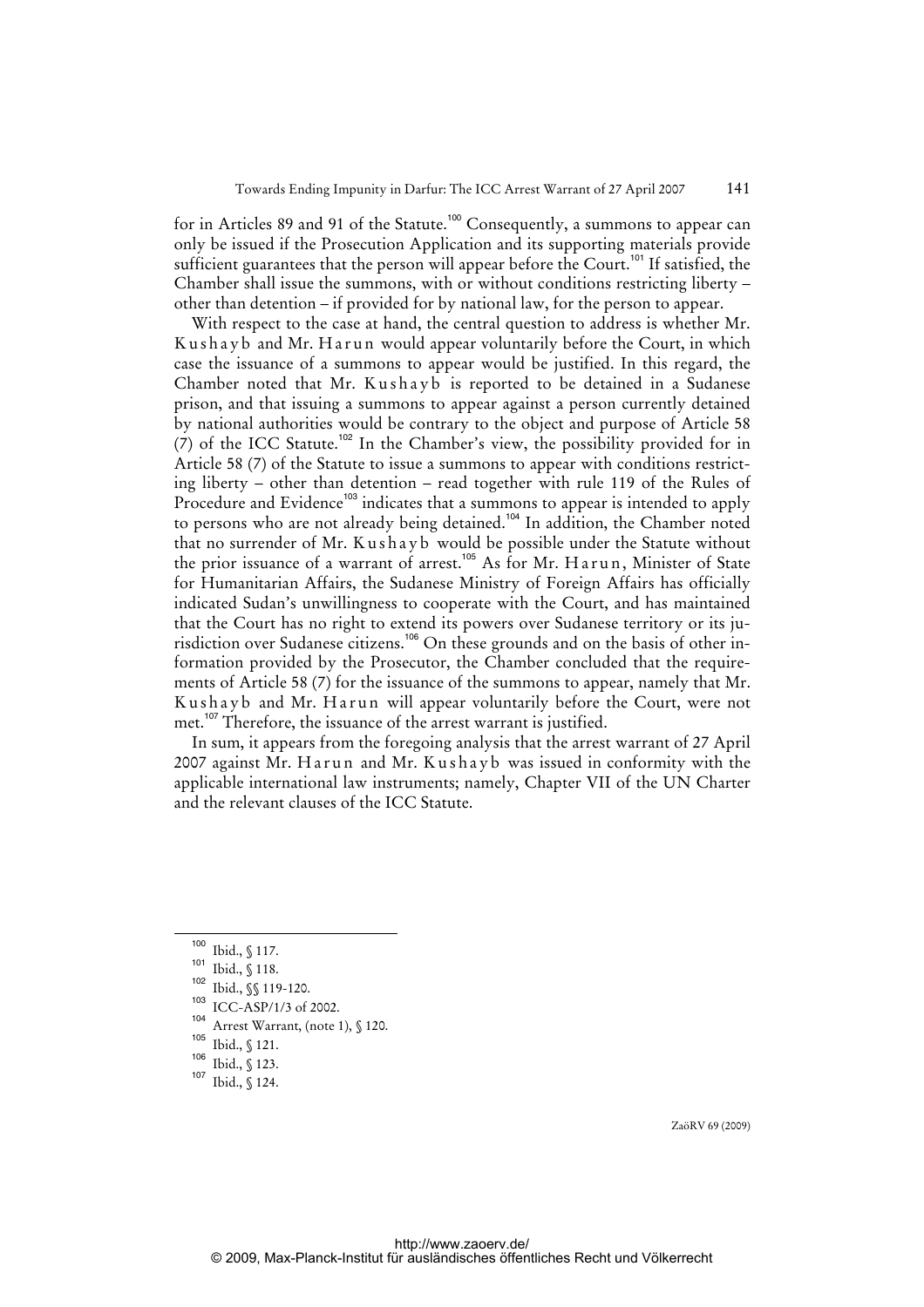for in Articles 89 and 91 of the Statute.[100] Consequently, a summons to appear can only be issued if the Prosecution Application and its supporting materials provide sufficient guarantees that the person will appear before the Court.[101] If satisfied, the Chamber shall issue the summons, with or without conditions restricting liberty – other than detention – if provided for by national law, for the person to appear.

With respect to the case at hand, the central question to address is whether Mr. Kushayb and Mr. Harun would appear voluntarily before the Court, in which case the issuance of a summons to appear would be justified. In this regard, the Chamber noted that Mr. Kushayb is reported to be detained in a Sudanese prison, and that issuing a summons to appear against a person currently detained by national authorities would be contrary to the object and purpose of Article 58 (7) of the ICC Statute.[102] In the Chamber's view, the possibility provided for in Article 58 (7) of the Statute to issue a summons to appear with conditions restricting liberty – other than detention – read together with rule 119 of the Rules of Procedure and Evidence[103] indicates that a summons to appear is intended to apply to persons who are not already being detained.[104] In addition, the Chamber noted that no surrender of Mr. Kushayb would be possible under the Statute without the prior issuance of a warrant of arrest.[105] As for Mr. Harun, Minister of State for Humanitarian Affairs, the Sudanese Ministry of Foreign Affairs has officially indicated Sudan's unwillingness to cooperate with the Court, and has maintained that the Court has no right to extend its powers over Sudanese territory or its jurisdiction over Sudanese citizens.[106] On these grounds and on the basis of other information provided by the Prosecutor, the Chamber concluded that the requirements of Article 58 (7) for the issuance of the summons to appear, namely that Mr. Kushayb and Mr. Harun will appear voluntarily before the Court, were not met.[107] Therefore, the issuance of the arrest warrant is justified.

In sum, it appears from the foregoing analysis that the arrest warrant of 27 April 2007 against Mr. Harun and Mr. Kushayb was issued in conformity with the applicable international law instruments; namely, Chapter VII of the UN Charter and the relevant clauses of the ICC Statute.

---

[100] Ibid., § 117.

[101] Ibid., § 118.

[102] Ibid., §§ 119-120.

[103] ICC-ASP/1/3 of 2002.

[104] Arrest Warrant, (note 1), § 120.

[105] Ibid., § 121.

[106] Ibid., § 123.

[107] Ibid., § 124.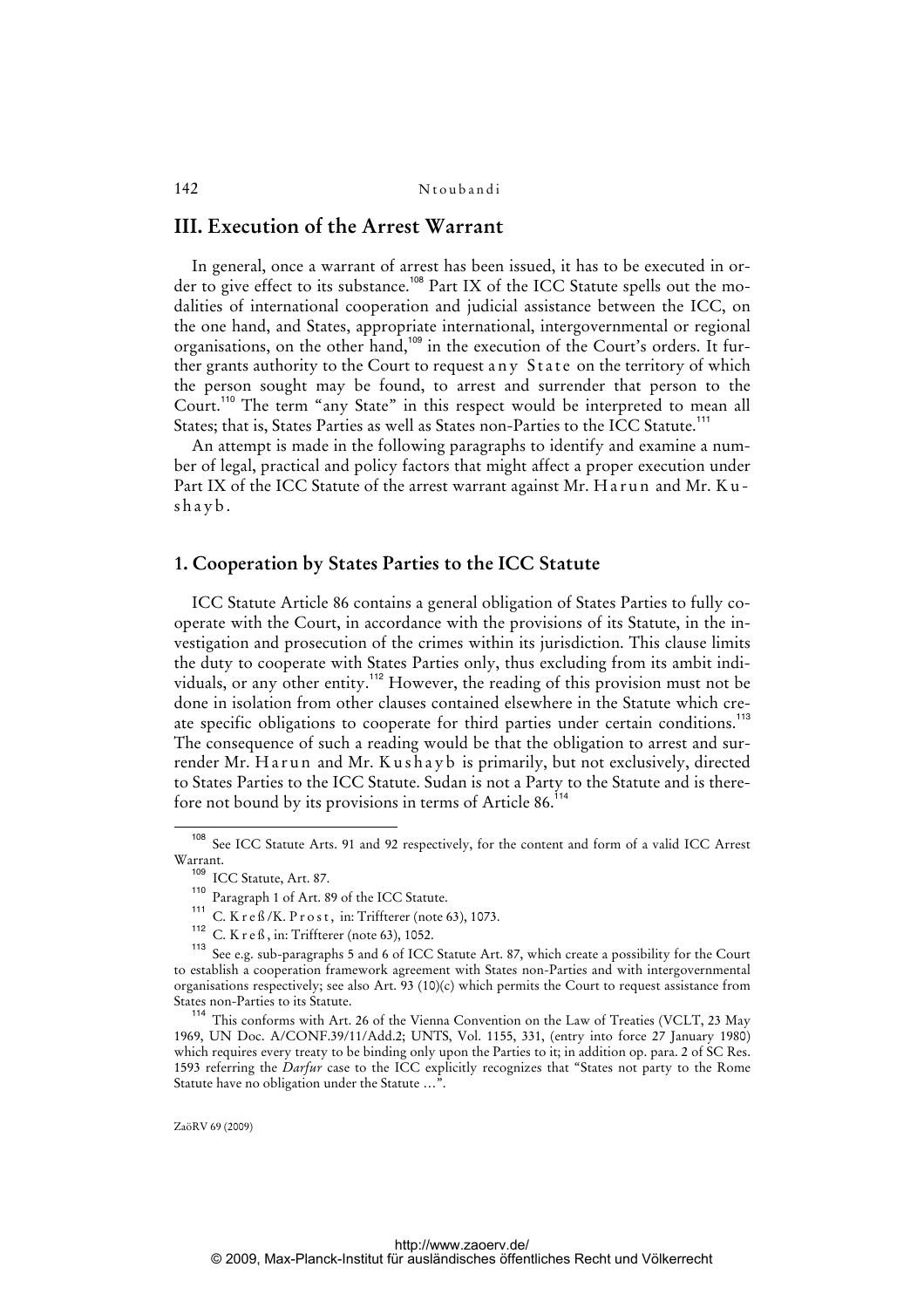## III. Execution of the Arrest Warrant

In general, once a warrant of arrest has been issued, it has to be executed in order to give effect to its substance.[108] Part IX of the ICC Statute spells out the modalities of international cooperation and judicial assistance between the ICC, on the one hand, and States, appropriate international, intergovernmental or regional organisations, on the other hand,[109] in the execution of the Court's orders. It further grants authority to the Court to request any State on the territory of which the person sought may be found, to arrest and surrender that person to the Court.[110] The term "any State" in this respect would be interpreted to mean all States; that is, States Parties as well as States non-Parties to the ICC Statute.[111]

An attempt is made in the following paragraphs to identify and examine a number of legal, practical and policy factors that might affect a proper execution under Part IX of the ICC Statute of the arrest warrant against Mr. Harun and Mr. Kushayb.

### 1. Cooperation by States Parties to the ICC Statute

ICC Statute Article 86 contains a general obligation of States Parties to fully cooperate with the Court, in accordance with the provisions of its Statute, in the investigation and prosecution of the crimes within its jurisdiction. This clause limits the duty to cooperate with States Parties only, thus excluding from its ambit individuals, or any other entity.[112] However, the reading of this provision must not be done in isolation from other clauses contained elsewhere in the Statute which create specific obligations to cooperate for third parties under certain conditions.[113] The consequence of such a reading would be that the obligation to arrest and surrender Mr. Harun and Mr. Kushayb is primarily, but not exclusively, directed to States Parties to the ICC Statute. Sudan is not a Party to the Statute and is therefore not bound by its provisions in terms of Article 86.[114]

---

[108] See ICC Statute Arts. 91 and 92 respectively, for the content and form of a valid ICC Arrest Warrant.

[109] ICC Statute, Art. 87.

[110] Paragraph 1 of Art. 89 of the ICC Statute.

[111] C. Kreß/K. Prost, in: Triffterer (note 63), 1073.

[112] C. Kreß, in: Triffterer (note 63), 1052.

[113] See e.g. sub-paragraphs 5 and 6 of ICC Statute Art. 87, which create a possibility for the Court to establish a cooperation framework agreement with States non-Parties and with intergovernmental organisations respectively; see also Art. 93 (10)(c) which permits the Court to request assistance from States non-Parties to its Statute.

[114] This conforms with Art. 26 of the Vienna Convention on the Law of Treaties (VCLT, 23 May 1969, UN Doc. A/CONF.39/11/Add.2; UNTS, Vol. 1155, 331, (entry into force 27 January 1980) which requires every treaty to be binding only upon the Parties to it; in addition op. para. 2 of SC Res. 1593 referring the *Darfur* case to the ICC explicitly recognizes that "States not party to the Rome Statute have no obligation under the Statute …".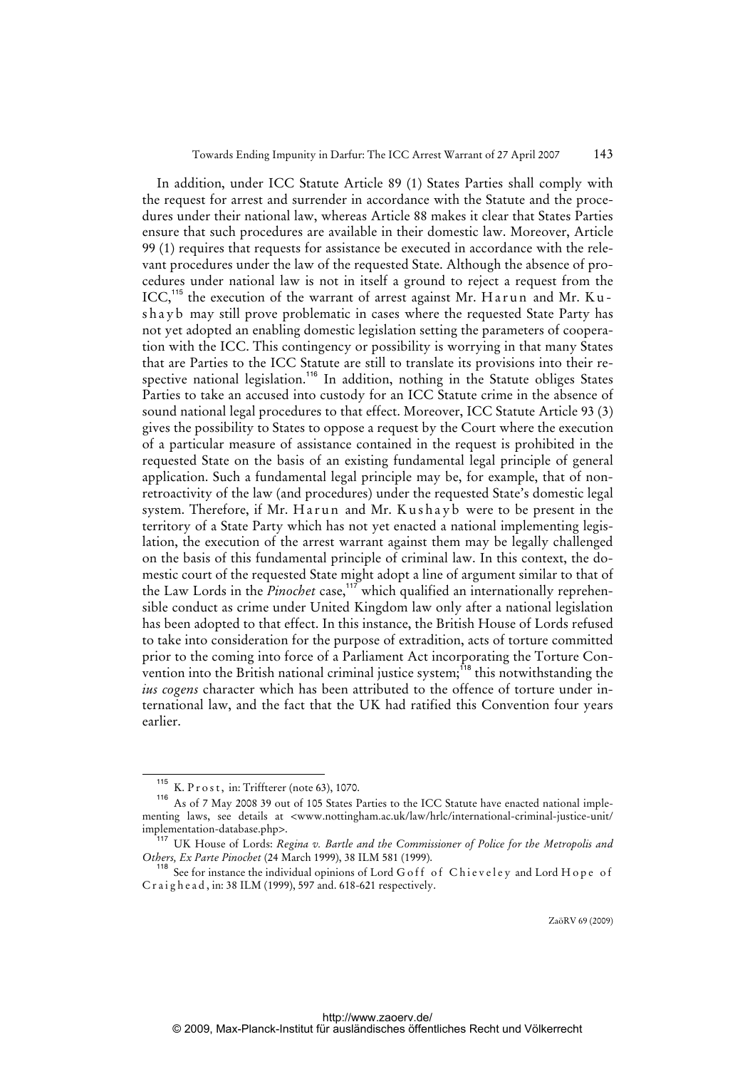In addition, under ICC Statute Article 89 (1) States Parties shall comply with the request for arrest and surrender in accordance with the Statute and the procedures under their national law, whereas Article 88 makes it clear that States Parties ensure that such procedures are available in their domestic law. Moreover, Article 99 (1) requires that requests for assistance be executed in accordance with the relevant procedures under the law of the requested State. Although the absence of procedures under national law is not in itself a ground to reject a request from the ICC,[115] the execution of the warrant of arrest against Mr. Harun and Mr. Kushayb may still prove problematic in cases where the requested State Party has not yet adopted an enabling domestic legislation setting the parameters of cooperation with the ICC. This contingency or possibility is worrying in that many States that are Parties to the ICC Statute are still to translate its provisions into their respective national legislation.[116] In addition, nothing in the Statute obliges States Parties to take an accused into custody for an ICC Statute crime in the absence of sound national legal procedures to that effect. Moreover, ICC Statute Article 93 (3) gives the possibility to States to oppose a request by the Court where the execution of a particular measure of assistance contained in the request is prohibited in the requested State on the basis of an existing fundamental legal principle of general application. Such a fundamental legal principle may be, for example, that of non-retroactivity of the law (and procedures) under the requested State's domestic legal system. Therefore, if Mr. Harun and Mr. Kushayb were to be present in the territory of a State Party which has not yet enacted a national implementing legislation, the execution of the arrest warrant against them may be legally challenged on the basis of this fundamental principle of criminal law. In this context, the domestic court of the requested State might adopt a line of argument similar to that of the Law Lords in the *Pinochet* case,[117] which qualified an internationally reprehensible conduct as crime under United Kingdom law only after a national legislation has been adopted to that effect. In this instance, the British House of Lords refused to take into consideration for the purpose of extradition, acts of torture committed prior to the coming into force of a Parliament Act incorporating the Torture Convention into the British national criminal justice system;[118] this notwithstanding the *ius cogens* character which has been attributed to the offence of torture under international law, and the fact that the UK had ratified this Convention four years earlier.

---

[115] K. Prost, in: Triffterer (note 63), 1070.

[116] As of 7 May 2008 39 out of 105 States Parties to the ICC Statute have enacted national implementing laws, see details at <www.nottingham.ac.uk/law/hrlc/international-criminal-justice-unit/implementation-database.php>.

[117] UK House of Lords: *Regina v. Bartle and the Commissioner of Police for the Metropolis and Others, Ex Parte Pinochet* (24 March 1999), 38 ILM 581 (1999).

[118] See for instance the individual opinions of Lord Goff of Chieveley and Lord Hope of Craighead, in: 38 ILM (1999), 597 and. 618-621 respectively.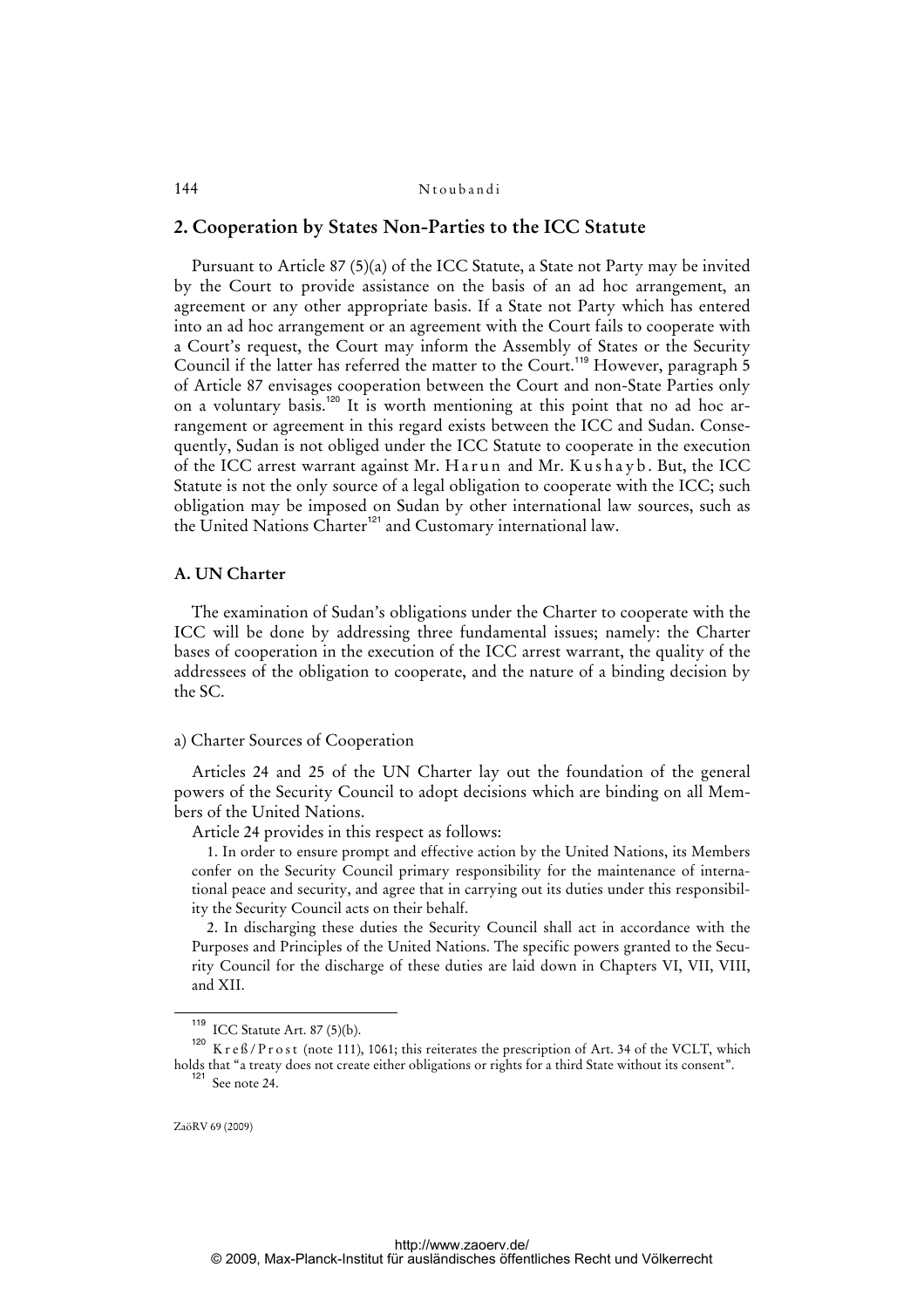## 2. Cooperation by States Non-Parties to the ICC Statute

Pursuant to Article 87 (5)(a) of the ICC Statute, a State not Party may be invited by the Court to provide assistance on the basis of an ad hoc arrangement, an agreement or any other appropriate basis. If a State not Party which has entered into an ad hoc arrangement or an agreement with the Court fails to cooperate with a Court's request, the Court may inform the Assembly of States or the Security Council if the latter has referred the matter to the Court.[119] However, paragraph 5 of Article 87 envisages cooperation between the Court and non-State Parties only on a voluntary basis.[120] It is worth mentioning at this point that no ad hoc arrangement or agreement in this regard exists between the ICC and Sudan. Consequently, Sudan is not obliged under the ICC Statute to cooperate in the execution of the ICC arrest warrant against Mr. Harun and Mr. Kushayb. But, the ICC Statute is not the only source of a legal obligation to cooperate with the ICC; such obligation may be imposed on Sudan by other international law sources, such as the United Nations Charter[121] and Customary international law.

### A. UN Charter

The examination of Sudan's obligations under the Charter to cooperate with the ICC will be done by addressing three fundamental issues; namely: the Charter bases of cooperation in the execution of the ICC arrest warrant, the quality of the addressees of the obligation to cooperate, and the nature of a binding decision by the SC.

#### a) Charter Sources of Cooperation

Articles 24 and 25 of the UN Charter lay out the foundation of the general powers of the Security Council to adopt decisions which are binding on all Members of the United Nations.

Article 24 provides in this respect as follows:

> 1. In order to ensure prompt and effective action by the United Nations, its Members confer on the Security Council primary responsibility for the maintenance of international peace and security, and agree that in carrying out its duties under this responsibility the Security Council acts on their behalf.
>
> 2. In discharging these duties the Security Council shall act in accordance with the Purposes and Principles of the United Nations. The specific powers granted to the Security Council for the discharge of these duties are laid down in Chapters VI, VII, VIII, and XII.

---

[119] ICC Statute Art. 87 (5)(b).

[120] Kreß/Prost (note 111), 1061; this reiterates the prescription of Art. 34 of the VCLT, which holds that "a treaty does not create either obligations or rights for a third State without its consent".

[121] See note 24.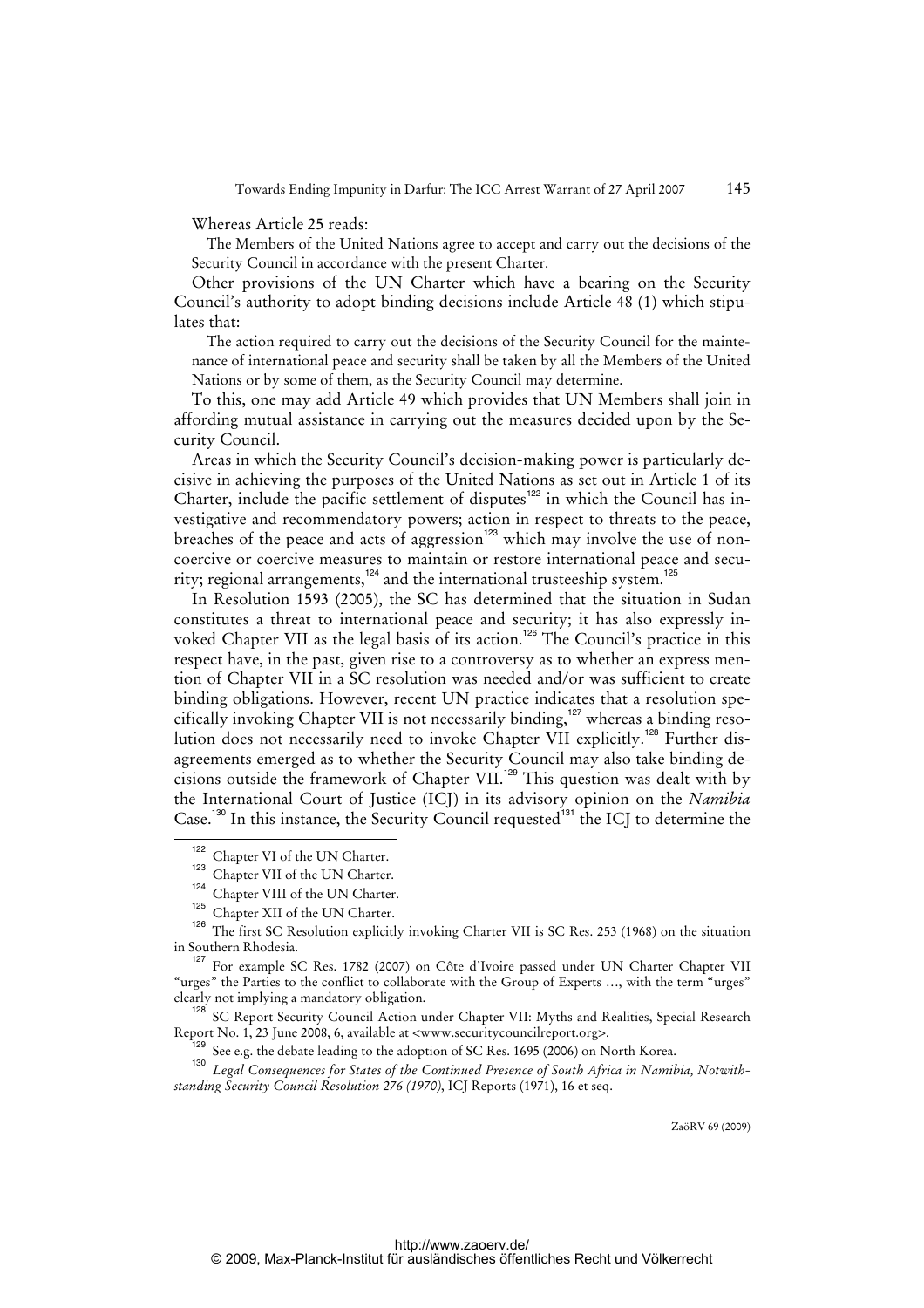Whereas Article 25 reads:

> The Members of the United Nations agree to accept and carry out the decisions of the Security Council in accordance with the present Charter.

Other provisions of the UN Charter which have a bearing on the Security Council's authority to adopt binding decisions include Article 48 (1) which stipulates that:

> The action required to carry out the decisions of the Security Council for the maintenance of international peace and security shall be taken by all the Members of the United Nations or by some of them, as the Security Council may determine.

To this, one may add Article 49 which provides that UN Members shall join in affording mutual assistance in carrying out the measures decided upon by the Security Council.

Areas in which the Security Council's decision-making power is particularly decisive in achieving the purposes of the United Nations as set out in Article 1 of its Charter, include the pacific settlement of disputes[122] in which the Council has investigative and recommendatory powers; action in respect to threats to the peace, breaches of the peace and acts of aggression[123] which may involve the use of non-coercive or coercive measures to maintain or restore international peace and security; regional arrangements,[124] and the international trusteeship system.[125]

In Resolution 1593 (2005), the SC has determined that the situation in Sudan constitutes a threat to international peace and security; it has also expressly invoked Chapter VII as the legal basis of its action.[126] The Council's practice in this respect have, in the past, given rise to a controversy as to whether an express mention of Chapter VII in a SC resolution was needed and/or was sufficient to create binding obligations. However, recent UN practice indicates that a resolution specifically invoking Chapter VII is not necessarily binding,[127] whereas a binding resolution does not necessarily need to invoke Chapter VII explicitly.[128] Further disagreements emerged as to whether the Security Council may also take binding decisions outside the framework of Chapter VII.[129] This question was dealt with by the International Court of Justice (ICJ) in its advisory opinion on the *Namibia* Case.[130] In this instance, the Security Council requested[131] the ICJ to determine the

---

[122] Chapter VI of the UN Charter.

[123] Chapter VII of the UN Charter.

[124] Chapter VIII of the UN Charter.

[125] Chapter XII of the UN Charter.

[126] The first SC Resolution explicitly invoking Charter VII is SC Res. 253 (1968) on the situation in Southern Rhodesia.

[127] For example SC Res. 1782 (2007) on Côte d'Ivoire passed under UN Charter Chapter VII "urges" the Parties to the conflict to collaborate with the Group of Experts …, with the term "urges" clearly not implying a mandatory obligation.

[128] SC Report Security Council Action under Chapter VII: Myths and Realities, Special Research Report No. 1, 23 June 2008, 6, available at <www.securitycouncilreport.org>.

[129] See e.g. the debate leading to the adoption of SC Res. 1695 (2006) on North Korea.

[130] *Legal Consequences for States of the Continued Presence of South Africa in Namibia, Notwithstanding Security Council Resolution 276 (1970)*, ICJ Reports (1971), 16 et seq.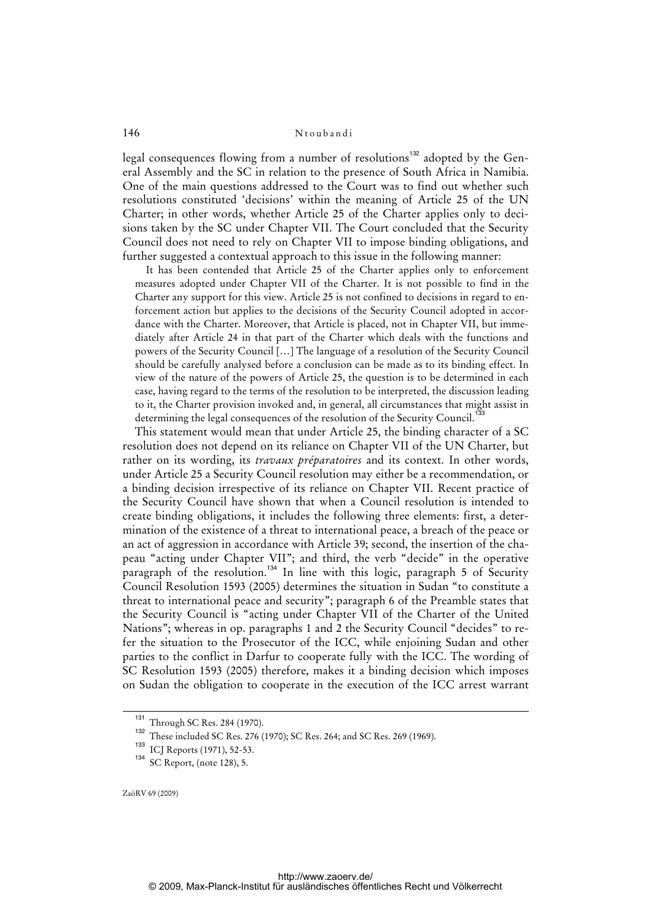legal consequences flowing from a number of resolutions[132] adopted by the General Assembly and the SC in relation to the presence of South Africa in Namibia. One of the main questions addressed to the Court was to find out whether such resolutions constituted 'decisions' within the meaning of Article 25 of the UN Charter; in other words, whether Article 25 of the Charter applies only to decisions taken by the SC under Chapter VII. The Court concluded that the Security Council does not need to rely on Chapter VII to impose binding obligations, and further suggested a contextual approach to this issue in the following manner:

> It has been contended that Article 25 of the Charter applies only to enforcement measures adopted under Chapter VII of the Charter. It is not possible to find in the Charter any support for this view. Article 25 is not confined to decisions in regard to enforcement action but applies to the decisions of the Security Council adopted in accordance with the Charter. Moreover, that Article is placed, not in Chapter VII, but immediately after Article 24 in that part of the Charter which deals with the functions and powers of the Security Council [...] The language of a resolution of the Security Council should be carefully analysed before a conclusion can be made as to its binding effect. In view of the nature of the powers of Article 25, the question is to be determined in each case, having regard to the terms of the resolution to be interpreted, the discussion leading to it, the Charter provision invoked and, in general, all circumstances that might assist in determining the legal consequences of the resolution of the Security Council.[133]

This statement would mean that under Article 25, the binding character of a SC resolution does not depend on its reliance on Chapter VII of the UN Charter, but rather on its wording, its *travaux préparatoires* and its context. In other words, under Article 25 a Security Council resolution may either be a recommendation, or a binding decision irrespective of its reliance on Chapter VII. Recent practice of the Security Council have shown that when a Council resolution is intended to create binding obligations, it includes the following three elements: first, a determination of the existence of a threat to international peace, a breach of the peace or an act of aggression in accordance with Article 39; second, the insertion of the chapeau "acting under Chapter VII"; and third, the verb "decide" in the operative paragraph of the resolution.[134] In line with this logic, paragraph 5 of Security Council Resolution 1593 (2005) determines the situation in Sudan "to constitute a threat to international peace and security"; paragraph 6 of the Preamble states that the Security Council is "acting under Chapter VII of the Charter of the United Nations"; whereas in op. paragraphs 1 and 2 the Security Council "decides" to refer the situation to the Prosecutor of the ICC, while enjoining Sudan and other parties to the conflict in Darfur to cooperate fully with the ICC. The wording of SC Resolution 1593 (2005) therefore, makes it a binding decision which imposes on Sudan the obligation to cooperate in the execution of the ICC arrest warrant

---

[131] Through SC Res. 284 (1970).

[132] These included SC Res. 276 (1970); SC Res. 264; and SC Res. 269 (1969).

[133] ICJ Reports (1971), 52-53.

[134] SC Report, (note 128), 5.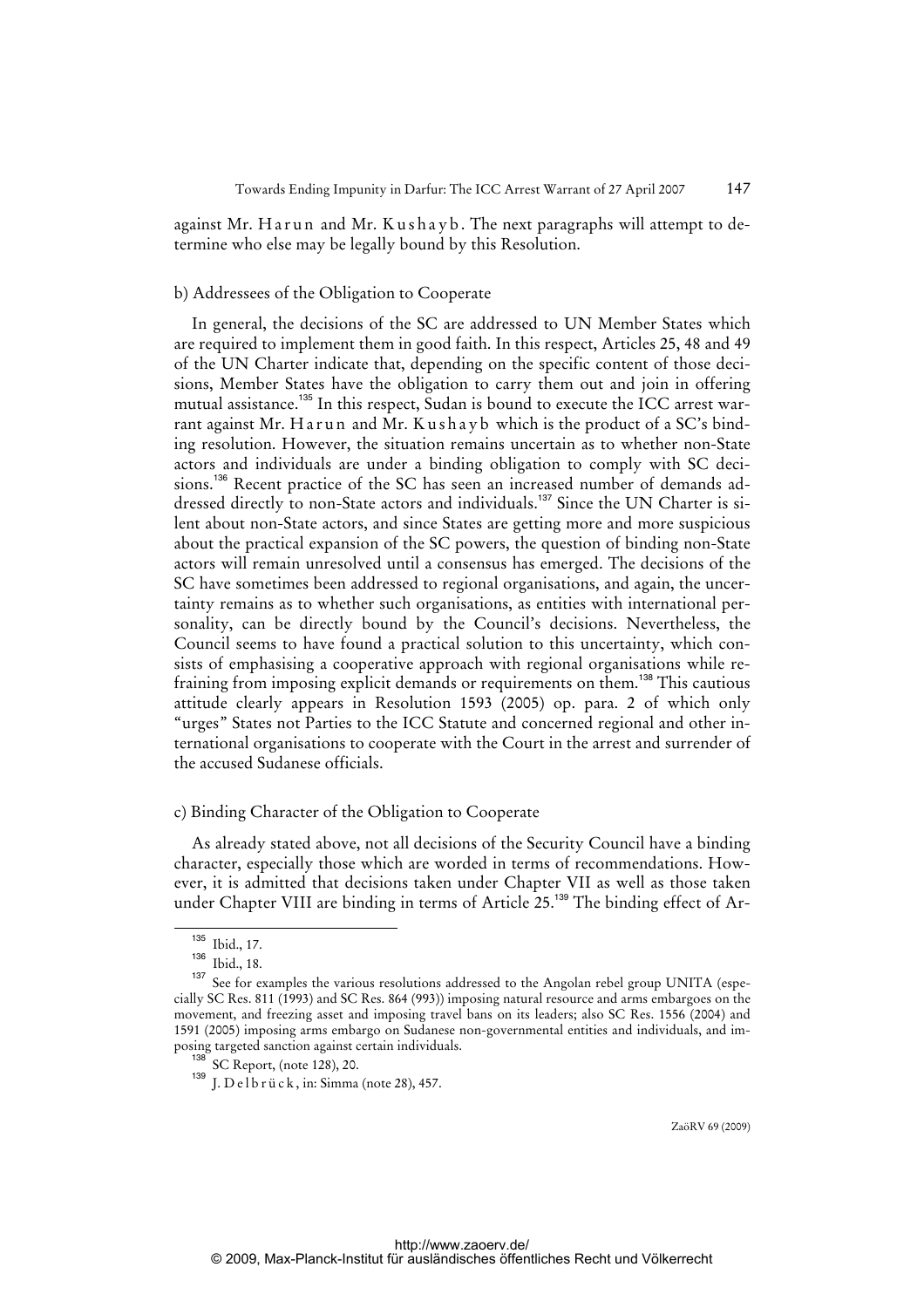against Mr. Harun and Mr. Kushayb. The next paragraphs will attempt to determine who else may be legally bound by this Resolution.

### b) Addressees of the Obligation to Cooperate

In general, the decisions of the SC are addressed to UN Member States which are required to implement them in good faith. In this respect, Articles 25, 48 and 49 of the UN Charter indicate that, depending on the specific content of those decisions, Member States have the obligation to carry them out and join in offering mutual assistance.[135] In this respect, Sudan is bound to execute the ICC arrest warrant against Mr. Harun and Mr. Kushayb which is the product of a SC's binding resolution. However, the situation remains uncertain as to whether non-State actors and individuals are under a binding obligation to comply with SC decisions.[136] Recent practice of the SC has seen an increased number of demands addressed directly to non-State actors and individuals.[137] Since the UN Charter is silent about non-State actors, and since States are getting more and more suspicious about the practical expansion of the SC powers, the question of binding non-State actors will remain unresolved until a consensus has emerged. The decisions of the SC have sometimes been addressed to regional organisations, and again, the uncertainty remains as to whether such organisations, as entities with international personality, can be directly bound by the Council's decisions. Nevertheless, the Council seems to have found a practical solution to this uncertainty, which consists of emphasising a cooperative approach with regional organisations while refraining from imposing explicit demands or requirements on them.[138] This cautious attitude clearly appears in Resolution 1593 (2005) op. para. 2 of which only "urges" States not Parties to the ICC Statute and concerned regional and other international organisations to cooperate with the Court in the arrest and surrender of the accused Sudanese officials.

### c) Binding Character of the Obligation to Cooperate

As already stated above, not all decisions of the Security Council have a binding character, especially those which are worded in terms of recommendations. However, it is admitted that decisions taken under Chapter VII as well as those taken under Chapter VIII are binding in terms of Article 25.[139] The binding effect of Ar-

---

[135] Ibid., 17.

[136] Ibid., 18.

[137] See for examples the various resolutions addressed to the Angolan rebel group UNITA (especially SC Res. 811 (1993) and SC Res. 864 (993)) imposing natural resource and arms embargoes on the movement, and freezing asset and imposing travel bans on its leaders; also SC Res. 1556 (2004) and 1591 (2005) imposing arms embargo on Sudanese non-governmental entities and individuals, and imposing targeted sanction against certain individuals.

[138] SC Report, (note 128), 20.

[139] J. Delbrück, in: Simma (note 28), 457.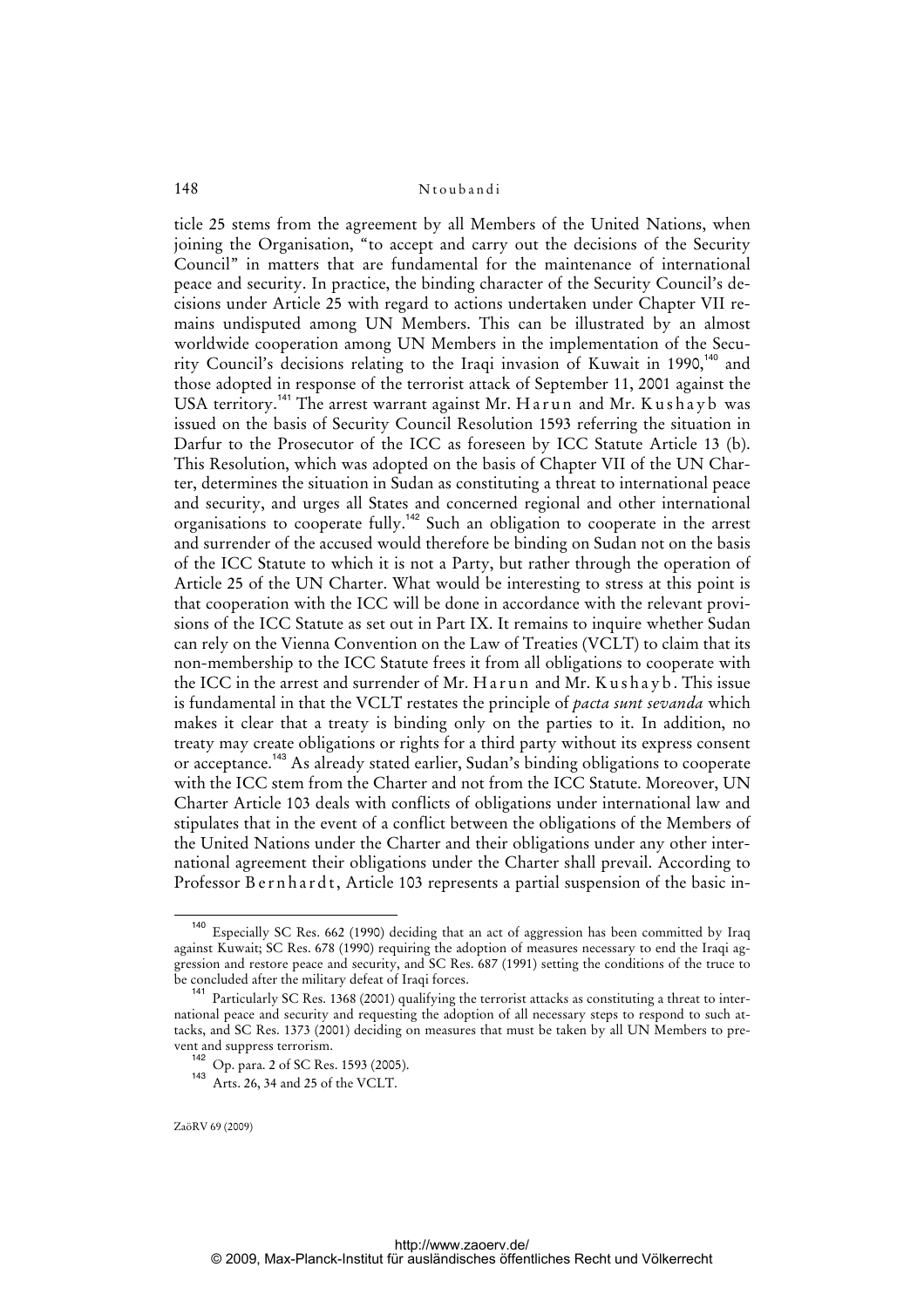ticle 25 stems from the agreement by all Members of the United Nations, when joining the Organisation, "to accept and carry out the decisions of the Security Council" in matters that are fundamental for the maintenance of international peace and security. In practice, the binding character of the Security Council's decisions under Article 25 with regard to actions undertaken under Chapter VII remains undisputed among UN Members. This can be illustrated by an almost worldwide cooperation among UN Members in the implementation of the Security Council's decisions relating to the Iraqi invasion of Kuwait in 1990,[140] and those adopted in response of the terrorist attack of September 11, 2001 against the USA territory.[141] The arrest warrant against Mr. Harun and Mr. Kushayb was issued on the basis of Security Council Resolution 1593 referring the situation in Darfur to the Prosecutor of the ICC as foreseen by ICC Statute Article 13 (b). This Resolution, which was adopted on the basis of Chapter VII of the UN Charter, determines the situation in Sudan as constituting a threat to international peace and security, and urges all States and concerned regional and other international organisations to cooperate fully.[142] Such an obligation to cooperate in the arrest and surrender of the accused would therefore be binding on Sudan not on the basis of the ICC Statute to which it is not a Party, but rather through the operation of Article 25 of the UN Charter. What would be interesting to stress at this point is that cooperation with the ICC will be done in accordance with the relevant provisions of the ICC Statute as set out in Part IX. It remains to inquire whether Sudan can rely on the Vienna Convention on the Law of Treaties (VCLT) to claim that its non-membership to the ICC Statute frees it from all obligations to cooperate with the ICC in the arrest and surrender of Mr. Harun and Mr. Kushayb. This issue is fundamental in that the VCLT restates the principle of *pacta sunt sevanda* which makes it clear that a treaty is binding only on the parties to it. In addition, no treaty may create obligations or rights for a third party without its express consent or acceptance.[143] As already stated earlier, Sudan's binding obligations to cooperate with the ICC stem from the Charter and not from the ICC Statute. Moreover, UN Charter Article 103 deals with conflicts of obligations under international law and stipulates that in the event of a conflict between the obligations of the Members of the United Nations under the Charter and their obligations under any other international agreement their obligations under the Charter shall prevail. According to Professor Bernhardt, Article 103 represents a partial suspension of the basic in-

---

[140] Especially SC Res. 662 (1990) deciding that an act of aggression has been committed by Iraq against Kuwait; SC Res. 678 (1990) requiring the adoption of measures necessary to end the Iraqi aggression and restore peace and security, and SC Res. 687 (1991) setting the conditions of the truce to be concluded after the military defeat of Iraqi forces.

[141] Particularly SC Res. 1368 (2001) qualifying the terrorist attacks as constituting a threat to international peace and security and requesting the adoption of all necessary steps to respond to such attacks, and SC Res. 1373 (2001) deciding on measures that must be taken by all UN Members to prevent and suppress terrorism.

[142] Op. para. 2 of SC Res. 1593 (2005).

[143] Arts. 26, 34 and 25 of the VCLT.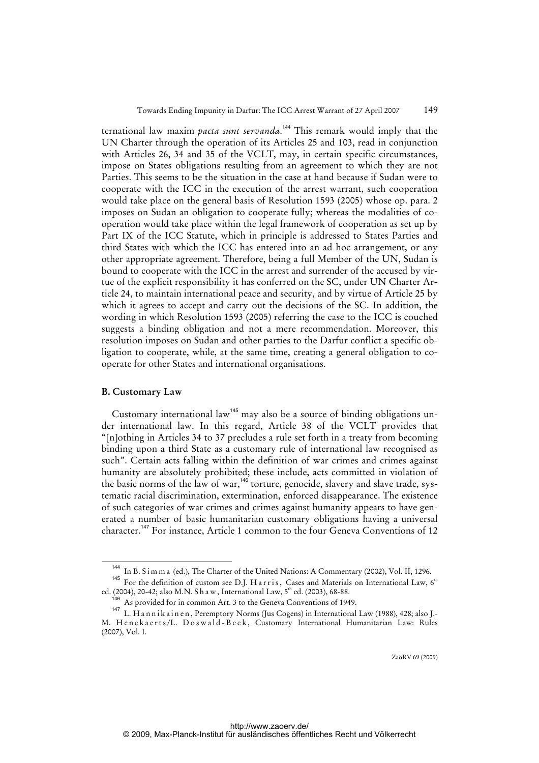ternational law maxim *pacta sunt servanda*.[144] This remark would imply that the UN Charter through the operation of its Articles 25 and 103, read in conjunction with Articles 26, 34 and 35 of the VCLT, may, in certain specific circumstances, impose on States obligations resulting from an agreement to which they are not Parties. This seems to be the situation in the case at hand because if Sudan were to cooperate with the ICC in the execution of the arrest warrant, such cooperation would take place on the general basis of Resolution 1593 (2005) whose op. para. 2 imposes on Sudan an obligation to cooperate fully; whereas the modalities of cooperation would take place within the legal framework of cooperation as set up by Part IX of the ICC Statute, which in principle is addressed to States Parties and third States with which the ICC has entered into an ad hoc arrangement, or any other appropriate agreement. Therefore, being a full Member of the UN, Sudan is bound to cooperate with the ICC in the arrest and surrender of the accused by virtue of the explicit responsibility it has conferred on the SC, under UN Charter Article 24, to maintain international peace and security, and by virtue of Article 25 by which it agrees to accept and carry out the decisions of the SC. In addition, the wording in which Resolution 1593 (2005) referring the case to the ICC is couched suggests a binding obligation and not a mere recommendation. Moreover, this resolution imposes on Sudan and other parties to the Darfur conflict a specific obligation to cooperate, while, at the same time, creating a general obligation to cooperate for other States and international organisations.

### B. Customary Law

Customary international law[145] may also be a source of binding obligations under international law. In this regard, Article 38 of the VCLT provides that "[n]othing in Articles 34 to 37 precludes a rule set forth in a treaty from becoming binding upon a third State as a customary rule of international law recognised as such". Certain acts falling within the definition of war crimes and crimes against humanity are absolutely prohibited; these include, acts committed in violation of the basic norms of the law of war,[146] torture, genocide, slavery and slave trade, systematic racial discrimination, extermination, enforced disappearance. The existence of such categories of war crimes and crimes against humanity appears to have generated a number of basic humanitarian customary obligations having a universal character.[147] For instance, Article 1 common to the four Geneva Conventions of 12

---

[144] In B. Simma (ed.), The Charter of the United Nations: A Commentary (2002), Vol. II, 1296.

[145] For the definition of custom see D.J. Harris, Cases and Materials on International Law, 6th ed. (2004), 20-42; also M.N. Shaw, International Law, 5th ed. (2003), 68-88.

[146] As provided for in common Art. 3 to the Geneva Conventions of 1949.

[147] L. Hannikainen, Peremptory Norms (Jus Cogens) in International Law (1988), 428; also J.-M. Henckaerts/L. Doswald-Beck, Customary International Humanitarian Law: Rules (2007), Vol. I.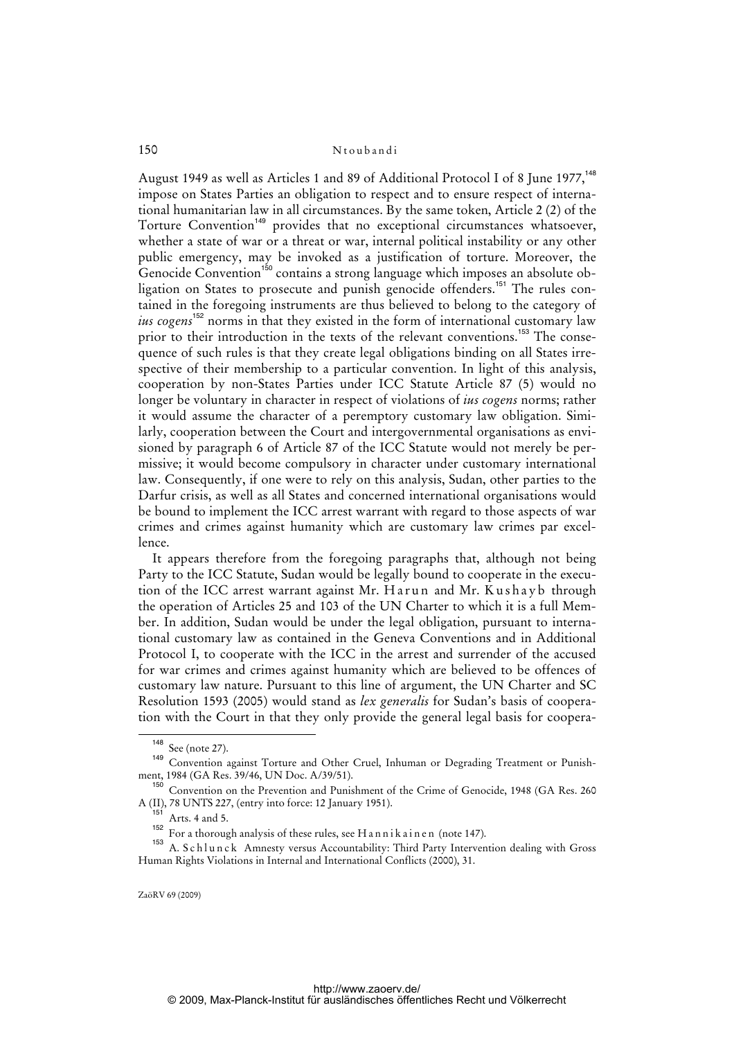August 1949 as well as Articles 1 and 89 of Additional Protocol I of 8 June 1977,[148] impose on States Parties an obligation to respect and to ensure respect of international humanitarian law in all circumstances. By the same token, Article 2 (2) of the Torture Convention[149] provides that no exceptional circumstances whatsoever, whether a state of war or a threat or war, internal political instability or any other public emergency, may be invoked as a justification of torture. Moreover, the Genocide Convention[150] contains a strong language which imposes an absolute obligation on States to prosecute and punish genocide offenders.[151] The rules contained in the foregoing instruments are thus believed to belong to the category of *ius cogens*[152] norms in that they existed in the form of international customary law prior to their introduction in the texts of the relevant conventions.[153] The consequence of such rules is that they create legal obligations binding on all States irrespective of their membership to a particular convention. In light of this analysis, cooperation by non-States Parties under ICC Statute Article 87 (5) would no longer be voluntary in character in respect of violations of *ius cogens* norms; rather it would assume the character of a peremptory customary law obligation. Similarly, cooperation between the Court and intergovernmental organisations as envisioned by paragraph 6 of Article 87 of the ICC Statute would not merely be permissive; it would become compulsory in character under customary international law. Consequently, if one were to rely on this analysis, Sudan, other parties to the Darfur crisis, as well as all States and concerned international organisations would be bound to implement the ICC arrest warrant with regard to those aspects of war crimes and crimes against humanity which are customary law crimes par excellence.

It appears therefore from the foregoing paragraphs that, although not being Party to the ICC Statute, Sudan would be legally bound to cooperate in the execution of the ICC arrest warrant against Mr. Harun and Mr. Kushayb through the operation of Articles 25 and 103 of the UN Charter to which it is a full Member. In addition, Sudan would be under the legal obligation, pursuant to international customary law as contained in the Geneva Conventions and in Additional Protocol I, to cooperate with the ICC in the arrest and surrender of the accused for war crimes and crimes against humanity which are believed to be offences of customary law nature. Pursuant to this line of argument, the UN Charter and SC Resolution 1593 (2005) would stand as *lex generalis* for Sudan's basis of cooperation with the Court in that they only provide the general legal basis for coopera-

---

[148] See (note 27).

[149] Convention against Torture and Other Cruel, Inhuman or Degrading Treatment or Punishment, 1984 (GA Res. 39/46, UN Doc. A/39/51).

[150] Convention on the Prevention and Punishment of the Crime of Genocide, 1948 (GA Res. 260 A (II), 78 UNTS 227, (entry into force: 12 January 1951).

[151] Arts. 4 and 5.

[152] For a thorough analysis of these rules, see Hannikainen (note 147).

[153] A. Schlunck Amnesty versus Accountability: Third Party Intervention dealing with Gross Human Rights Violations in Internal and International Conflicts (2000), 31.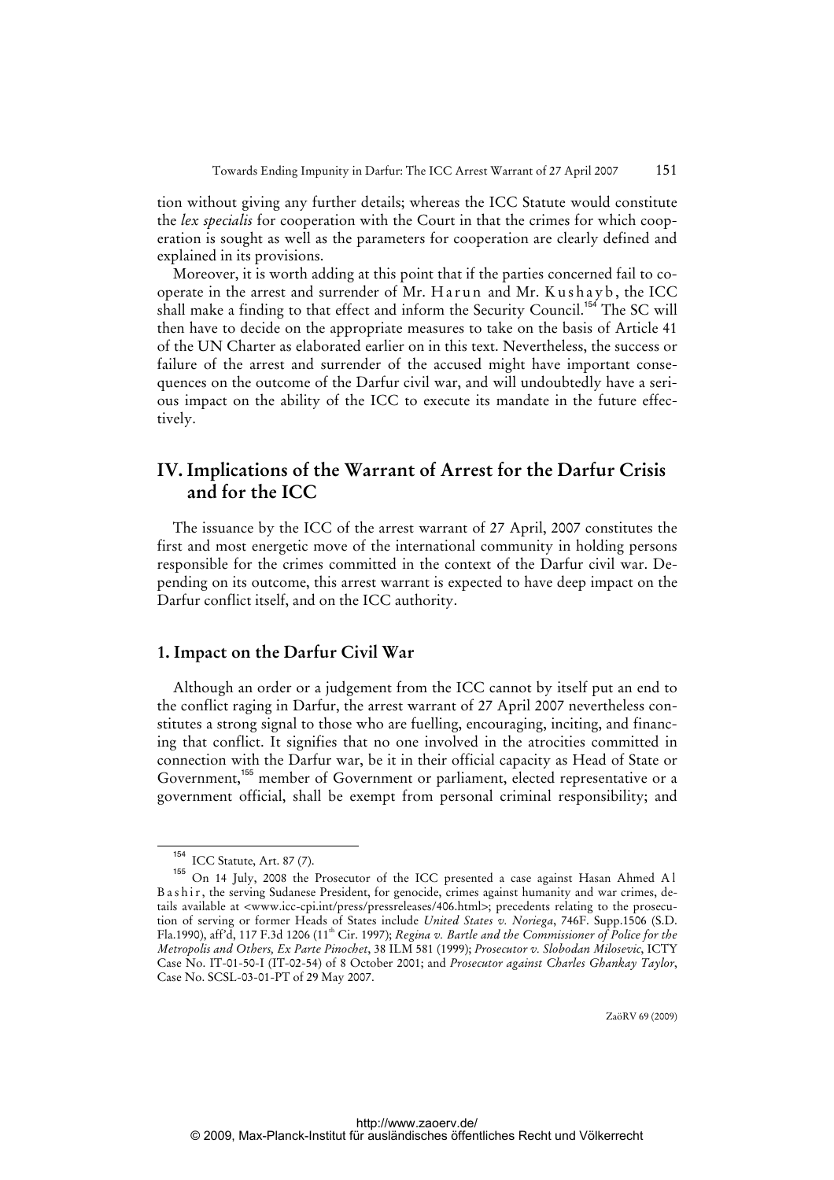tion without giving any further details; whereas the ICC Statute would constitute the *lex specialis* for cooperation with the Court in that the crimes for which cooperation is sought as well as the parameters for cooperation are clearly defined and explained in its provisions.

Moreover, it is worth adding at this point that if the parties concerned fail to cooperate in the arrest and surrender of Mr. Harun and Mr. Kushayb, the ICC shall make a finding to that effect and inform the Security Council.[154] The SC will then have to decide on the appropriate measures to take on the basis of Article 41 of the UN Charter as elaborated earlier on in this text. Nevertheless, the success or failure of the arrest and surrender of the accused might have important consequences on the outcome of the Darfur civil war, and will undoubtedly have a serious impact on the ability of the ICC to execute its mandate in the future effectively.

## IV. Implications of the Warrant of Arrest for the Darfur Crisis and for the ICC

The issuance by the ICC of the arrest warrant of 27 April, 2007 constitutes the first and most energetic move of the international community in holding persons responsible for the crimes committed in the context of the Darfur civil war. Depending on its outcome, this arrest warrant is expected to have deep impact on the Darfur conflict itself, and on the ICC authority.

### 1. Impact on the Darfur Civil War

Although an order or a judgement from the ICC cannot by itself put an end to the conflict raging in Darfur, the arrest warrant of 27 April 2007 nevertheless constitutes a strong signal to those who are fuelling, encouraging, inciting, and financing that conflict. It signifies that no one involved in the atrocities committed in connection with the Darfur war, be it in their official capacity as Head of State or Government,[155] member of Government or parliament, elected representative or a government official, shall be exempt from personal criminal responsibility; and

---

[154] ICC Statute, Art. 87 (7).

[155] On 14 July, 2008 the Prosecutor of the ICC presented a case against Hasan Ahmed Al Bashir, the serving Sudanese President, for genocide, crimes against humanity and war crimes, details available at <www.icc-cpi.int/press/pressreleases/406.html>; precedents relating to the prosecution of serving or former Heads of States include *United States v. Noriega*, 746F. Supp.1506 (S.D. Fla.1990), aff'd, 117 F.3d 1206 (11th Cir. 1997); *Regina v. Bartle and the Commissioner of Police for the Metropolis and Others, Ex Parte Pinochet*, 38 ILM 581 (1999); *Prosecutor v. Slobodan Milosevic*, ICTY Case No. IT-01-50-I (IT-02-54) of 8 October 2001; and *Prosecutor against Charles Ghankay Taylor*, Case No. SCSL-03-01-PT of 29 May 2007.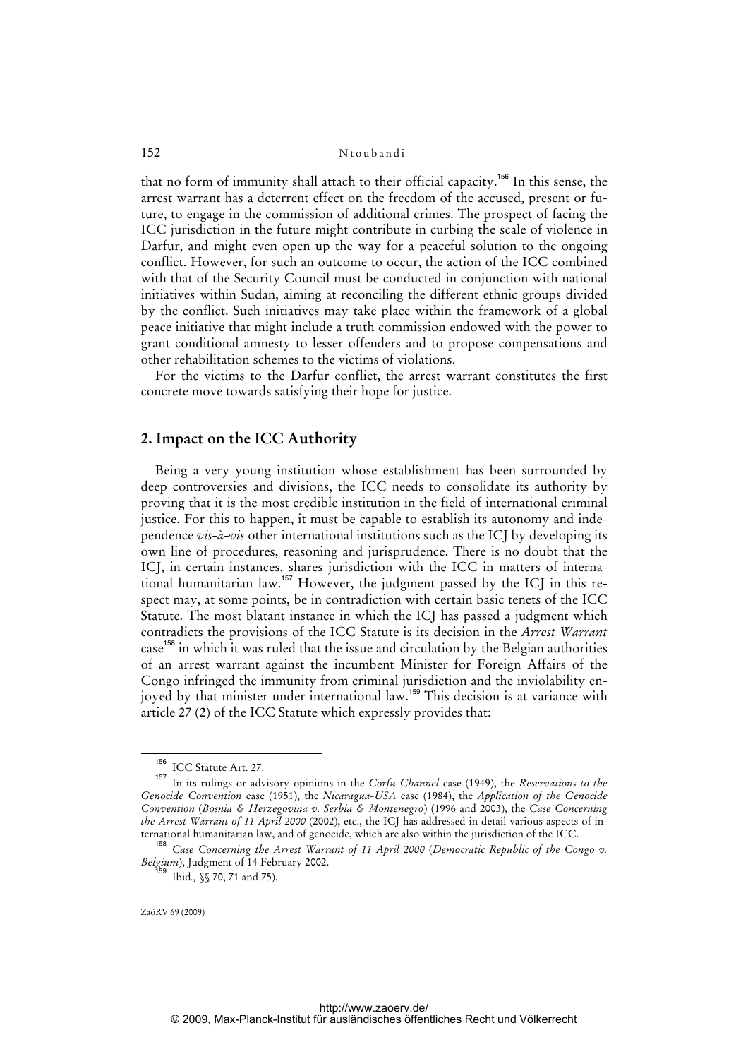that no form of immunity shall attach to their official capacity.[156] In this sense, the arrest warrant has a deterrent effect on the freedom of the accused, present or future, to engage in the commission of additional crimes. The prospect of facing the ICC jurisdiction in the future might contribute in curbing the scale of violence in Darfur, and might even open up the way for a peaceful solution to the ongoing conflict. However, for such an outcome to occur, the action of the ICC combined with that of the Security Council must be conducted in conjunction with national initiatives within Sudan, aiming at reconciling the different ethnic groups divided by the conflict. Such initiatives may take place within the framework of a global peace initiative that might include a truth commission endowed with the power to grant conditional amnesty to lesser offenders and to propose compensations and other rehabilitation schemes to the victims of violations.

For the victims to the Darfur conflict, the arrest warrant constitutes the first concrete move towards satisfying their hope for justice.

## 2. Impact on the ICC Authority

Being a very young institution whose establishment has been surrounded by deep controversies and divisions, the ICC needs to consolidate its authority by proving that it is the most credible institution in the field of international criminal justice. For this to happen, it must be capable to establish its autonomy and independence *vis-à-vis* other international institutions such as the ICJ by developing its own line of procedures, reasoning and jurisprudence. There is no doubt that the ICJ, in certain instances, shares jurisdiction with the ICC in matters of international humanitarian law.[157] However, the judgment passed by the ICJ in this respect may, at some points, be in contradiction with certain basic tenets of the ICC Statute. The most blatant instance in which the ICJ has passed a judgment which contradicts the provisions of the ICC Statute is its decision in the *Arrest Warrant* case[158] in which it was ruled that the issue and circulation by the Belgian authorities of an arrest warrant against the incumbent Minister for Foreign Affairs of the Congo infringed the immunity from criminal jurisdiction and the inviolability enjoyed by that minister under international law.[159] This decision is at variance with article 27 (2) of the ICC Statute which expressly provides that:

---

[156] ICC Statute Art. 27.

[157] In its rulings or advisory opinions in the *Corfu Channel* case (1949), the *Reservations to the Genocide Convention* case (1951), the *Nicaragua-USA* case (1984), the *Application of the Genocide Convention* (*Bosnia & Herzegovina v. Serbia & Montenegro*) (1996 and 2003), the *Case Concerning the Arrest Warrant of 11 April 2000* (2002), etc., the ICJ has addressed in detail various aspects of international humanitarian law, and of genocide, which are also within the jurisdiction of the ICC.

[158] *Case Concerning the Arrest Warrant of 11 April 2000* (*Democratic Republic of the Congo v. Belgium*), Judgment of 14 February 2002.

[159] Ibid., §§ 70, 71 and 75).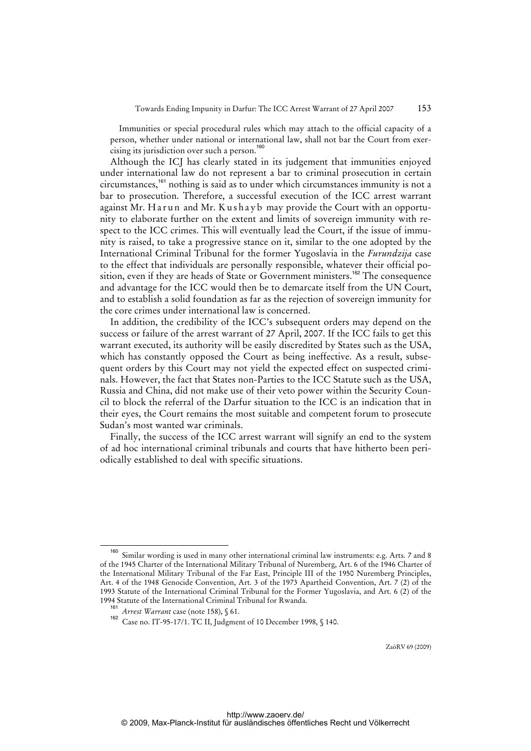> Immunities or special procedural rules which may attach to the official capacity of a person, whether under national or international law, shall not bar the Court from exercising its jurisdiction over such a person.[160]

Although the ICJ has clearly stated in its judgement that immunities enjoyed under international law do not represent a bar to criminal prosecution in certain circumstances,[161] nothing is said as to under which circumstances immunity is not a bar to prosecution. Therefore, a successful execution of the ICC arrest warrant against Mr. Harun and Mr. Kushayb may provide the Court with an opportunity to elaborate further on the extent and limits of sovereign immunity with respect to the ICC crimes. This will eventually lead the Court, if the issue of immunity is raised, to take a progressive stance on it, similar to the one adopted by the International Criminal Tribunal for the former Yugoslavia in the *Furundzija* case to the effect that individuals are personally responsible, whatever their official position, even if they are heads of State or Government ministers.[162] The consequence and advantage for the ICC would then be to demarcate itself from the UN Court, and to establish a solid foundation as far as the rejection of sovereign immunity for the core crimes under international law is concerned.

In addition, the credibility of the ICC's subsequent orders may depend on the success or failure of the arrest warrant of 27 April, 2007. If the ICC fails to get this warrant executed, its authority will be easily discredited by States such as the USA, which has constantly opposed the Court as being ineffective. As a result, subsequent orders by this Court may not yield the expected effect on suspected criminals. However, the fact that States non-Parties to the ICC Statute such as the USA, Russia and China, did not make use of their veto power within the Security Council to block the referral of the Darfur situation to the ICC is an indication that in their eyes, the Court remains the most suitable and competent forum to prosecute Sudan's most wanted war criminals.

Finally, the success of the ICC arrest warrant will signify an end to the system of ad hoc international criminal tribunals and courts that have hitherto been periodically established to deal with specific situations.

---

[160] Similar wording is used in many other international criminal law instruments: e.g. Arts. 7 and 8 of the 1945 Charter of the International Military Tribunal of Nuremberg, Art. 6 of the 1946 Charter of the International Military Tribunal of the Far East, Principle III of the 1950 Nuremberg Principles, Art. 4 of the 1948 Genocide Convention, Art. 3 of the 1973 Apartheid Convention, Art. 7 (2) of the 1993 Statute of the International Criminal Tribunal for the Former Yugoslavia, and Art. 6 (2) of the 1994 Statute of the International Criminal Tribunal for Rwanda.

[161] *Arrest Warrant* case (note 158), § 61.

[162] Case no. IT-95-17/1. TC II, Judgment of 10 December 1998, § 140.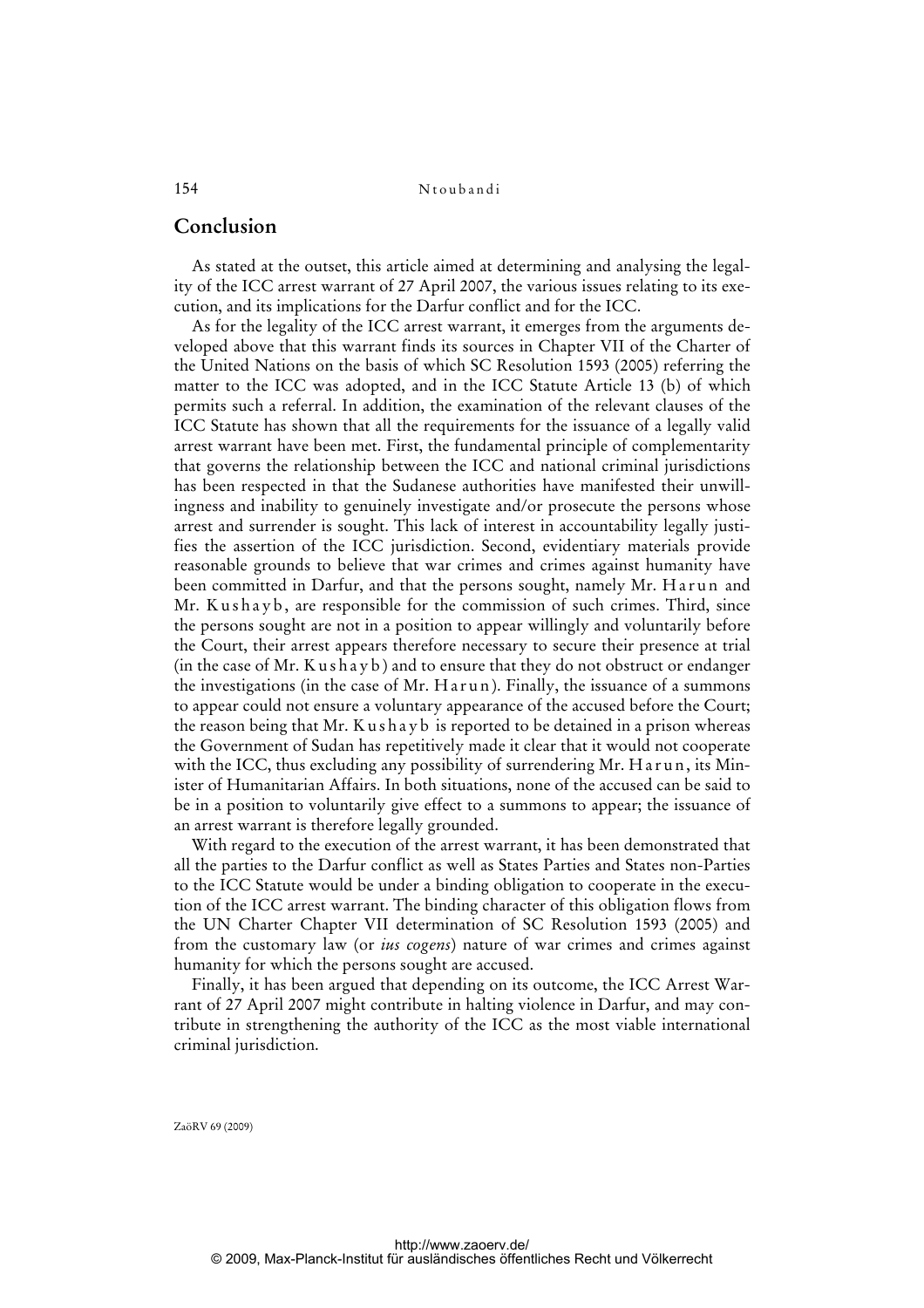## Conclusion

As stated at the outset, this article aimed at determining and analysing the legality of the ICC arrest warrant of 27 April 2007, the various issues relating to its execution, and its implications for the Darfur conflict and for the ICC.

As for the legality of the ICC arrest warrant, it emerges from the arguments developed above that this warrant finds its sources in Chapter VII of the Charter of the United Nations on the basis of which SC Resolution 1593 (2005) referring the matter to the ICC was adopted, and in the ICC Statute Article 13 (b) of which permits such a referral. In addition, the examination of the relevant clauses of the ICC Statute has shown that all the requirements for the issuance of a legally valid arrest warrant have been met. First, the fundamental principle of complementarity that governs the relationship between the ICC and national criminal jurisdictions has been respected in that the Sudanese authorities have manifested their unwillingness and inability to genuinely investigate and/or prosecute the persons whose arrest and surrender is sought. This lack of interest in accountability legally justifies the assertion of the ICC jurisdiction. Second, evidentiary materials provide reasonable grounds to believe that war crimes and crimes against humanity have been committed in Darfur, and that the persons sought, namely Mr. Harun and Mr. Kushayb, are responsible for the commission of such crimes. Third, since the persons sought are not in a position to appear willingly and voluntarily before the Court, their arrest appears therefore necessary to secure their presence at trial (in the case of Mr. Kushayb) and to ensure that they do not obstruct or endanger the investigations (in the case of Mr. Harun). Finally, the issuance of a summons to appear could not ensure a voluntary appearance of the accused before the Court; the reason being that Mr. Kushayb is reported to be detained in a prison whereas the Government of Sudan has repetitively made it clear that it would not cooperate with the ICC, thus excluding any possibility of surrendering Mr. Harun, its Minister of Humanitarian Affairs. In both situations, none of the accused can be said to be in a position to voluntarily give effect to a summons to appear; the issuance of an arrest warrant is therefore legally grounded.

With regard to the execution of the arrest warrant, it has been demonstrated that all the parties to the Darfur conflict as well as States Parties and States non-Parties to the ICC Statute would be under a binding obligation to cooperate in the execution of the ICC arrest warrant. The binding character of this obligation flows from the UN Charter Chapter VII determination of SC Resolution 1593 (2005) and from the customary law (or *ius cogens*) nature of war crimes and crimes against humanity for which the persons sought are accused.

Finally, it has been argued that depending on its outcome, the ICC Arrest Warrant of 27 April 2007 might contribute in halting violence in Darfur, and may contribute in strengthening the authority of the ICC as the most viable international criminal jurisdiction.